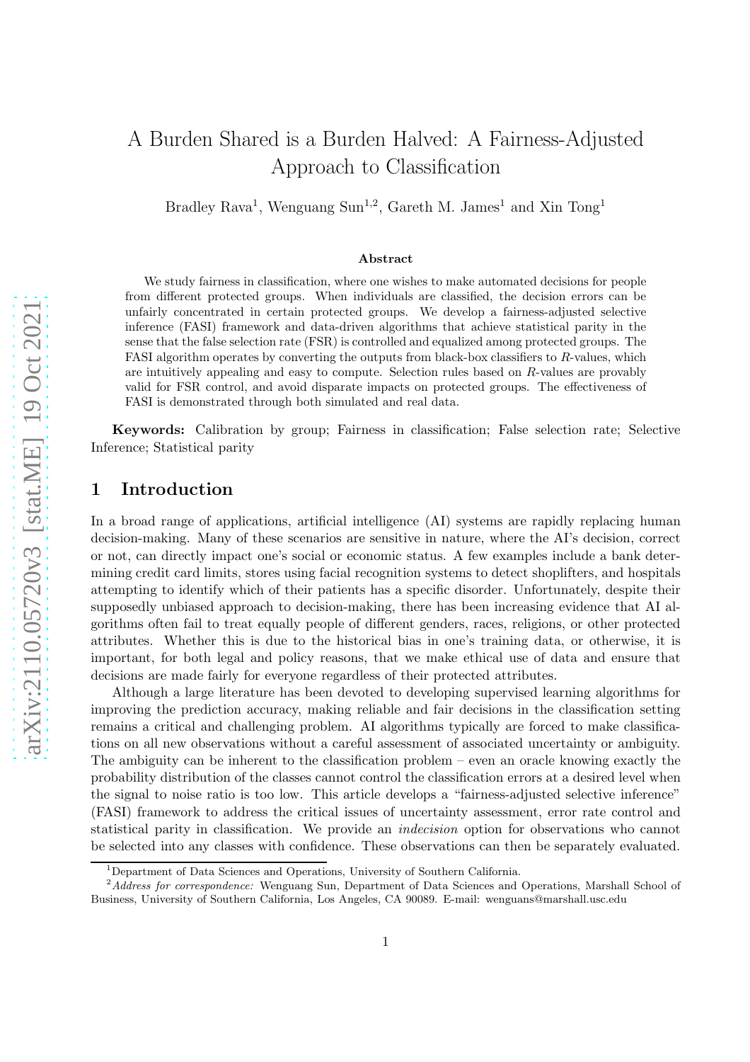# A Burden Shared is a Burden Halved: A Fairness-Adjusted Approach to Classification

Bradley Rava[1], Wenguang Sun[1,2], Gareth M. James[1] and Xin Tong[1]

### Abstract

We study fairness in classification, where one wishes to make automated decisions for people from different protected groups. When individuals are classified, the decision errors can be unfairly concentrated in certain protected groups. We develop a fairness-adjusted selective inference (FASI) framework and data-driven algorithms that achieve statistical parity in the sense that the false selection rate (FSR) is controlled and equalized among protected groups. The FASI algorithm operates by converting the outputs from black-box classifiers to $R$-values, which are intuitively appealing and easy to compute. Selection rules based on $R$-values are provably valid for FSR control, and avoid disparate impacts on protected groups. The effectiveness of FASI is demonstrated through both simulated and real data.

**Keywords:** Calibration by group; Fairness in classification; False selection rate; Selective Inference; Statistical parity

## 1 Introduction

In a broad range of applications, artificial intelligence (AI) systems are rapidly replacing human decision-making. Many of these scenarios are sensitive in nature, where the AI's decision, correct or not, can directly impact one's social or economic status. A few examples include a bank determining credit card limits, stores using facial recognition systems to detect shoplifters, and hospitals attempting to identify which of their patients has a specific disorder. Unfortunately, despite their supposedly unbiased approach to decision-making, there has been increasing evidence that AI algorithms often fail to treat equally people of different genders, races, religions, or other protected attributes. Whether this is due to the historical bias in one's training data, or otherwise, it is important, for both legal and policy reasons, that we make ethical use of data and ensure that decisions are made fairly for everyone regardless of their protected attributes.

Although a large literature has been devoted to developing supervised learning algorithms for improving the prediction accuracy, making reliable and fair decisions in the classification setting remains a critical and challenging problem. AI algorithms typically are forced to make classifications on all new observations without a careful assessment of associated uncertainty or ambiguity. The ambiguity can be inherent to the classification problem – even an oracle knowing exactly the probability distribution of the classes cannot control the classification errors at a desired level when the signal to noise ratio is too low. This article develops a "fairness-adjusted selective inference" (FASI) framework to address the critical issues of uncertainty assessment, error rate control and statistical parity in classification. We provide an *indecision* option for observations who cannot be selected into any classes with confidence. These observations can then be separately evaluated.

[1] Department of Data Sciences and Operations, University of Southern California.

[2] *Address for correspondence:* Wenguang Sun, Department of Data Sciences and Operations, Marshall School of Business, University of Southern California, Los Angeles, CA 90089. E-mail: wenguans@marshall.usc.edu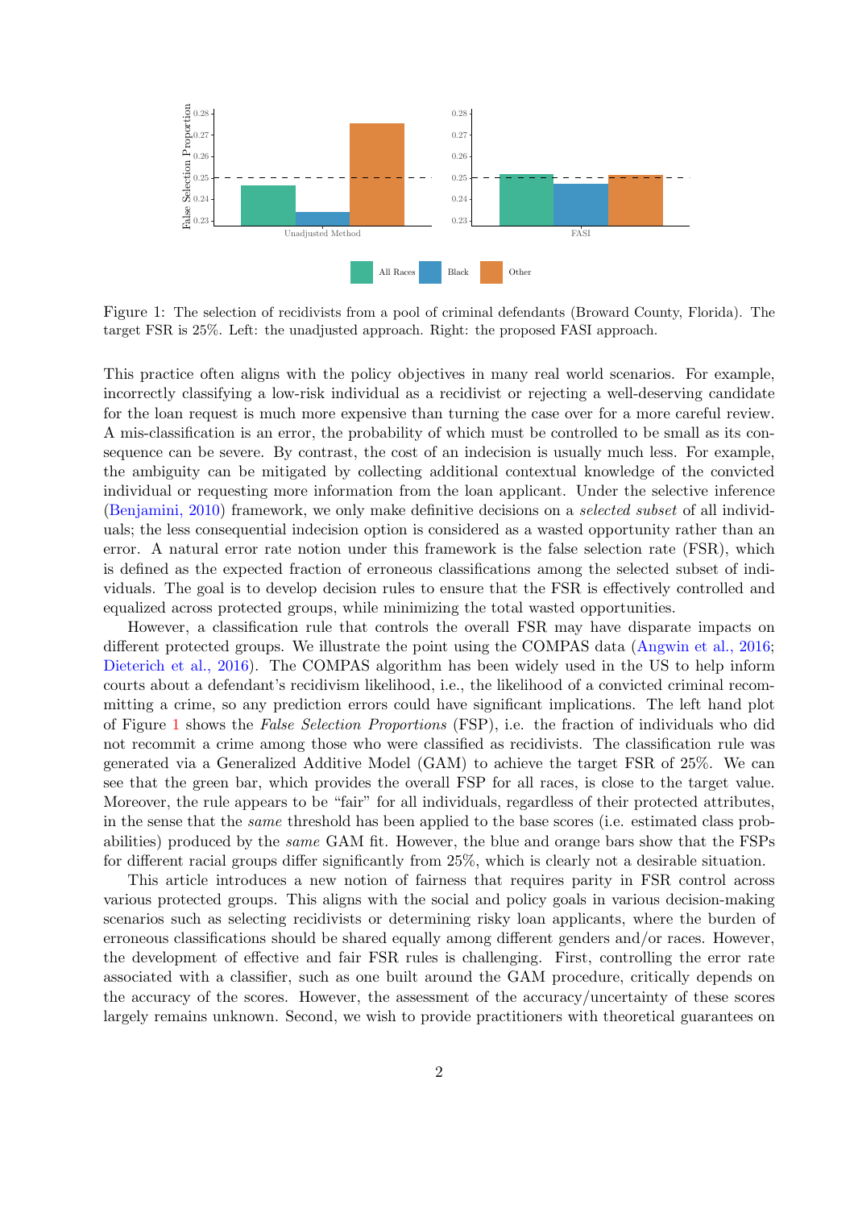Figure 1: The selection of recidivists from a pool of criminal defendants (Broward County, Florida). The target FSR is 25%. Left: the unadjusted approach. Right: the proposed FASI approach.

This practice often aligns with the policy objectives in many real world scenarios. For example, incorrectly classifying a low-risk individual as a recidivist or rejecting a well-deserving candidate for the loan request is much more expensive than turning the case over for a more careful review. A mis-classification is an error, the probability of which must be controlled to be small as its consequence can be severe. By contrast, the cost of an indecision is usually much less. For example, the ambiguity can be mitigated by collecting additional contextual knowledge of the convicted individual or requesting more information from the loan applicant. Under the selective inference (Benjamini, 2010) framework, we only make definitive decisions on a *selected subset* of all individuals; the less consequential indecision option is considered as a wasted opportunity rather than an error. A natural error rate notion under this framework is the false selection rate (FSR), which is defined as the expected fraction of erroneous classifications among the selected subset of individuals. The goal is to develop decision rules to ensure that the FSR is effectively controlled and equalized across protected groups, while minimizing the total wasted opportunities.

However, a classification rule that controls the overall FSR may have disparate impacts on different protected groups. We illustrate the point using the COMPAS data (Angwin et al., 2016; Dieterich et al., 2016). The COMPAS algorithm has been widely used in the US to help inform courts about a defendant's recidivism likelihood, i.e., the likelihood of a convicted criminal recommitting a crime, so any prediction errors could have significant implications. The left hand plot of Figure 1 shows the *False Selection Proportions* (FSP), i.e. the fraction of individuals who did not recommit a crime among those who were classified as recidivists. The classification rule was generated via a Generalized Additive Model (GAM) to achieve the target FSR of 25%. We can see that the green bar, which provides the overall FSP for all races, is close to the target value. Moreover, the rule appears to be "fair" for all individuals, regardless of their protected attributes, in the sense that the *same* threshold has been applied to the base scores (i.e. estimated class probabilities) produced by the *same* GAM fit. However, the blue and orange bars show that the FSPs for different racial groups differ significantly from 25%, which is clearly not a desirable situation.

This article introduces a new notion of fairness that requires parity in FSR control across various protected groups. This aligns with the social and policy goals in various decision-making scenarios such as selecting recidivists or determining risky loan applicants, where the burden of erroneous classifications should be shared equally among different genders and/or races. However, the development of effective and fair FSR rules is challenging. First, controlling the error rate associated with a classifier, such as one built around the GAM procedure, critically depends on the accuracy of the scores. However, the assessment of the accuracy/uncertainty of these scores largely remains unknown. Second, we wish to provide practitioners with theoretical guarantees on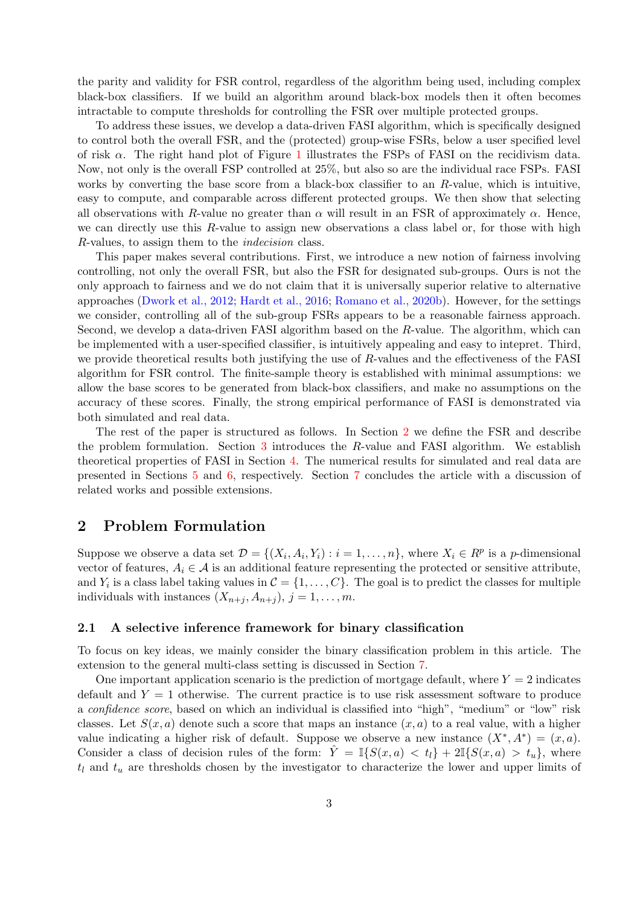the parity and validity for FSR control, regardless of the algorithm being used, including complex black-box classifiers. If we build an algorithm around black-box models then it often becomes intractable to compute thresholds for controlling the FSR over multiple protected groups.

To address these issues, we develop a data-driven FASI algorithm, which is specifically designed to control both the overall FSR, and the (protected) group-wise FSRs, below a user specified level of risk $\alpha$. The right hand plot of Figure 1 illustrates the FSPs of FASI on the recidivism data. Now, not only is the overall FSP controlled at 25%, but also so are the individual race FSPs. FASI works by converting the base score from a black-box classifier to an $R$-value, which is intuitive, easy to compute, and comparable across different protected groups. We then show that selecting all observations with $R$-value no greater than $\alpha$ will result in an FSR of approximately $\alpha$. Hence, we can directly use this $R$-value to assign new observations a class label or, for those with high $R$-values, to assign them to the *indecision* class.

This paper makes several contributions. First, we introduce a new notion of fairness involving controlling, not only the overall FSR, but also the FSR for designated sub-groups. Ours is not the only approach to fairness and we do not claim that it is universally superior relative to alternative approaches (Dwork et al., 2012; Hardt et al., 2016; Romano et al., 2020b). However, for the settings we consider, controlling all of the sub-group FSRs appears to be a reasonable fairness approach. Second, we develop a data-driven FASI algorithm based on the $R$-value. The algorithm, which can be implemented with a user-specified classifier, is intuitively appealing and easy to intepret. Third, we provide theoretical results both justifying the use of $R$-values and the effectiveness of the FASI algorithm for FSR control. The finite-sample theory is established with minimal assumptions: we allow the base scores to be generated from black-box classifiers, and make no assumptions on the accuracy of these scores. Finally, the strong empirical performance of FASI is demonstrated via both simulated and real data.

The rest of the paper is structured as follows. In Section 2 we define the FSR and describe the problem formulation. Section 3 introduces the $R$-value and FASI algorithm. We establish theoretical properties of FASI in Section 4. The numerical results for simulated and real data are presented in Sections 5 and 6, respectively. Section 7 concludes the article with a discussion of related works and possible extensions.

## 2 Problem Formulation

Suppose we observe a data set $\mathcal{D} = \{(X_i, A_i, Y_i) : i = 1, \ldots, n\}$, where $X_i \in R^p$ is a $p$-dimensional vector of features, $A_i \in \mathcal{A}$ is an additional feature representing the protected or sensitive attribute, and $Y_i$ is a class label taking values in $\mathcal{C} = \{1, \ldots, C\}$. The goal is to predict the classes for multiple individuals with instances $(X_{n+j}, A_{n+j})$, $j = 1, \ldots, m$.

### 2.1 A selective inference framework for binary classification

To focus on key ideas, we mainly consider the binary classification problem in this article. The extension to the general multi-class scenario is discussed in Section 7.

One important application scenario is the prediction of mortgage default, where $Y = 2$ indicates default and $Y = 1$ otherwise. The current practice is to use risk assessment software to produce a *confidence score*, based on which an individual is classified into "high", "medium" or "low" risk classes. Let $S(x, a)$ denote such a score that maps an instance $(x, a)$ to a real value, with a higher value indicating a higher risk of default. Suppose we observe a new instance $(X^*, A^*) = (x, a)$. Consider a class of decision rules of the form: $\hat{Y} = \mathbb{I}\{S(x, a) < t_l\} + 2\mathbb{I}\{S(x, a) > t_u\}$, where $t_l$ and $t_u$ are thresholds chosen by the investigator to characterize the lower and upper limits of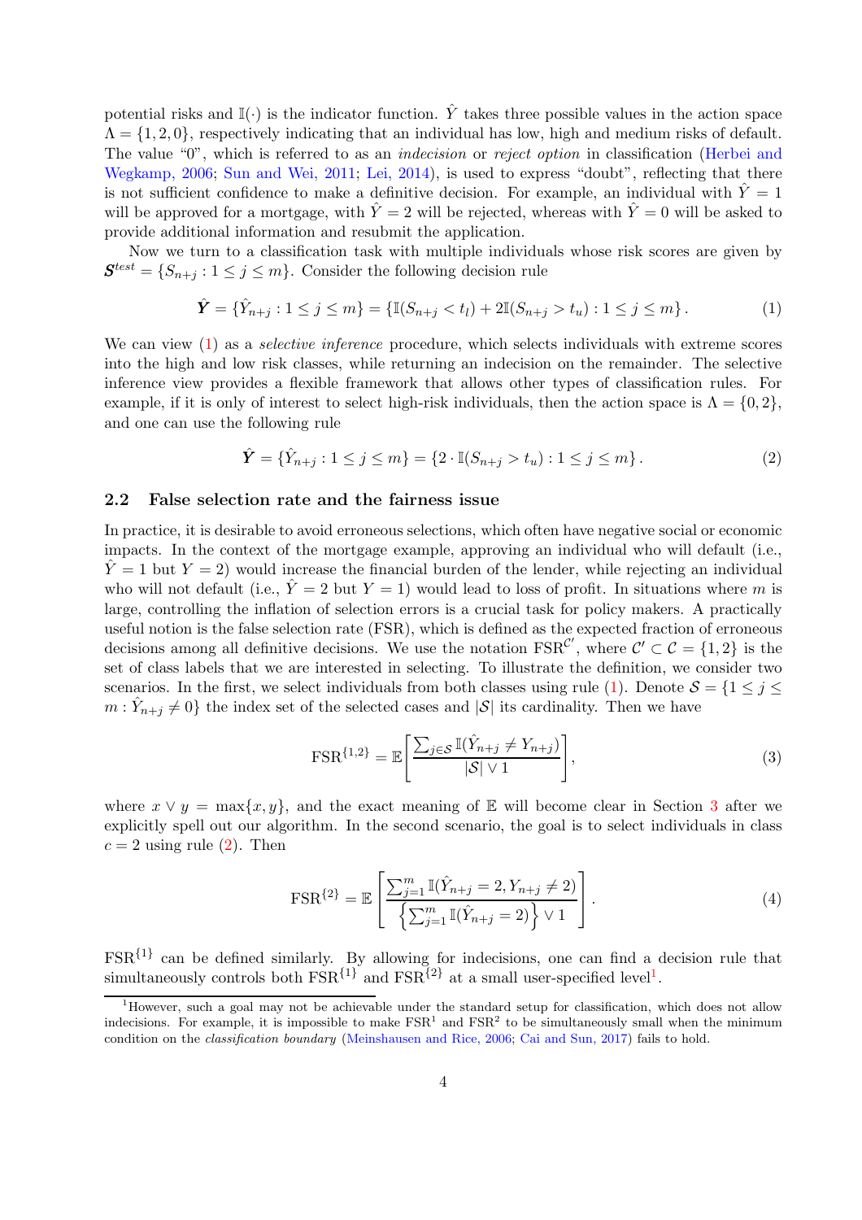potential risks and $\mathbb{I}(\cdot)$ is the indicator function. $\hat{Y}$ takes three possible values in the action space $\Lambda = \{1, 2, 0\}$, respectively indicating that an individual has low, high and medium risks of default. The value "0", which is referred to as an *indecision* or *reject option* in classification (Herbei and Wegkamp, 2006; Sun and Wei, 2011; Lei, 2014), is used to express "doubt", reflecting that there is not sufficient confidence to make a definitive decision. For example, an individual with $\hat{Y} = 1$ will be approved for a mortgage, with $\hat{Y} = 2$ will be rejected, whereas with $\hat{Y} = 0$ will be asked to provide additional information and resubmit the application.

Now we turn to a classification task with multiple individuals whose risk scores are given by $\boldsymbol{S}^{test} = \{S_{n+j} : 1 \leq j \leq m\}$. Consider the following decision rule

$$\hat{\boldsymbol{Y}} = \{\hat{Y}_{n+j} : 1 \leq j \leq m\} = \{\mathbb{I}(S_{n+j} < t_l) + 2\mathbb{I}(S_{n+j} > t_u) : 1 \leq j \leq m\}. \tag{1}$$

We can view (1) as a *selective inference* procedure, which selects individuals with extreme scores into the high and low risk classes, while returning an indecision on the remainder. The selective inference view provides a flexible framework that allows other types of classification rules. For example, if it is only of interest to select high-risk individuals, then the action space is $\Lambda = \{0, 2\}$, and one can use the following rule

$$\hat{\boldsymbol{Y}} = \{\hat{Y}_{n+j} : 1 \leq j \leq m\} = \{2 \cdot \mathbb{I}(S_{n+j} > t_u) : 1 \leq j \leq m\}. \tag{2}$$

### 2.2 False selection rate and the fairness issue

In practice, it is desirable to avoid erroneous selections, which often have negative social or economic impacts. In the context of the mortgage example, approving an individual who will default (i.e., $\hat{Y} = 1$ but $Y = 2$) would increase the financial burden of the lender, while rejecting an individual who will not default (i.e., $\hat{Y} = 2$ but $Y = 1$) would lead to loss of profit. In situations where $m$ is large, controlling the inflation of selection errors is a crucial task for policy makers. A practically useful notion is the false selection rate (FSR), which is defined as the expected fraction of erroneous decisions among all definitive decisions. We use the notation $\text{FSR}^{\mathcal{C}'}$, where $\mathcal{C}' \subset \mathcal{C} = \{1, 2\}$ is the set of class labels that we are interested in selecting. To illustrate the definition, we consider two scenarios. In the first, we select individuals from both classes using rule (1). Denote $\mathcal{S} = \{1 \leq j \leq m : \hat{Y}_{n+j} \neq 0\}$ the index set of the selected cases and $|\mathcal{S}|$ its cardinality. Then we have

$$\text{FSR}^{\{1,2\}} = \mathbb{E}\left[\frac{\sum_{j\in\mathcal{S}} \mathbb{I}(\hat{Y}_{n+j} \neq Y_{n+j})}{|\mathcal{S}| \vee 1}\right], \tag{3}$$

where $x \vee y = \max\{x, y\}$, and the exact meaning of $\mathbb{E}$ will become clear in Section 3 after we explicitly spell out our algorithm. In the second scenario, the goal is to select individuals in class $c = 2$ using rule (2). Then

$$\text{FSR}^{\{2\}} = \mathbb{E}\left[\frac{\sum_{j=1}^{m} \mathbb{I}(\hat{Y}_{n+j} = 2, Y_{n+j} \neq 2)}{\left\{\sum_{j=1}^{m} \mathbb{I}(\hat{Y}_{n+j} = 2)\right\} \vee 1}\right]. \tag{4}$$

$\text{FSR}^{\{1\}}$ can be defined similarly. By allowing for indecisions, one can find a decision rule that simultaneously controls both $\text{FSR}^{\{1\}}$ and $\text{FSR}^{\{2\}}$ at a small user-specified level[1].

[1] However, such a goal may not be achievable under the standard setup for classification, which does not allow indecisions. For example, it is impossible to make $\text{FSR}^1$ and $\text{FSR}^2$ to be simultaneously small when the minimum condition on the *classification boundary* (Meinshausen and Rice, 2006; Cai and Sun, 2017) fails to hold.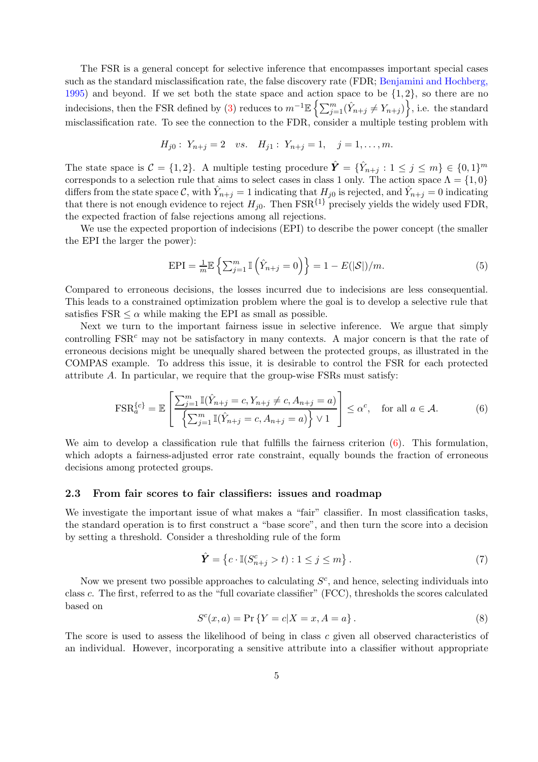The FSR is a general concept for selective inference that encompasses important special cases such as the standard misclassification rate, the false discovery rate (FDR; Benjamini and Hochberg, 1995) and beyond. If we set both the state space and action space to be $\{1, 2\}$, so there are no indecisions, then the FSR defined by (3) reduces to $m^{-1}\mathbb{E}\left\{\sum_{j=1}^{m}(\hat{Y}_{n+j} \neq Y_{n+j})\right\}$, i.e. the standard misclassification rate. To see the connection to the FDR, consider a multiple testing problem with

$$H_{j0}: \; Y_{n+j} = 2 \quad vs. \quad H_{j1}: \; Y_{n+j} = 1, \quad j = 1, \ldots, m.$$

The state space is $\mathcal{C} = \{1, 2\}$. A multiple testing procedure $\hat{\boldsymbol{Y}} = \{\hat{Y}_{n+j} : 1 \leq j \leq m\} \in \{0, 1\}^m$ corresponds to a selection rule that aims to select cases in class 1 only. The action space $\Lambda = \{1, 0\}$ differs from the state space $\mathcal{C}$, with $\hat{Y}_{n+j} = 1$ indicating that $H_{j0}$ is rejected, and $\hat{Y}_{n+j} = 0$ indicating that there is not enough evidence to reject $H_{j0}$. Then $\text{FSR}^{\{1\}}$ precisely yields the widely used FDR, the expected fraction of false rejections among all rejections.

We use the expected proportion of indecisions (EPI) to describe the power concept (the smaller the EPI the larger the power):

$$\text{EPI} = \tfrac{1}{m}\mathbb{E}\left\{\textstyle\sum_{j=1}^{m} \mathbb{I}\left(\hat{Y}_{n+j} = 0\right)\right\} = 1 - E(|\mathcal{S}|)/m. \tag{5}$$

Compared to erroneous decisions, the losses incurred due to indecisions are less consequential. This leads to a constrained optimization problem where the goal is to develop a selective rule that satisfies $\text{FSR} \leq \alpha$ while making the EPI as small as possible.

Next we turn to the important fairness issue in selective inference. We argue that simply controlling $\text{FSR}^c$ may not be satisfactory in many contexts. A major concern is that the rate of erroneous decisions might be unequally shared between the protected groups, as illustrated in the COMPAS example. To address this issue, it is desirable to control the FSR for each protected attribute $A$. In particular, we require that the group-wise FSRs must satisfy:

$$\text{FSR}_a^{\{c\}} = \mathbb{E}\left[\frac{\sum_{j=1}^{m} \mathbb{I}(\hat{Y}_{n+j} = c, Y_{n+j} \neq c, A_{n+j} = a)}{\left\{\sum_{j=1}^{m} \mathbb{I}(\hat{Y}_{n+j} = c, A_{n+j} = a)\right\} \vee 1}\right] \leq \alpha^c, \quad \text{for all } a \in \mathcal{A}. \tag{6}$$

We aim to develop a classification rule that fulfills the fairness criterion (6). This formulation, which adopts a fairness-adjusted error rate constraint, equally bounds the fraction of erroneous decisions among protected groups.

### 2.3 From fair scores to fair classifiers: issues and roadmap

We investigate the important issue of what makes a "fair" classifier. In most classification tasks, the standard operation is to first construct a "base score", and then turn the score into a decision by setting a threshold. Consider a thresholding rule of the form

$$\hat{\boldsymbol{Y}} = \left\{c \cdot \mathbb{I}(S_{n+j}^c > t) : 1 \leq j \leq m\right\}. \tag{7}$$

Now we present two possible approaches to calculating $S^c$, and hence, selecting individuals into class $c$. The first, referred to as the "full covariate classifier" (FCC), thresholds the scores calculated based on

$$S^c(x, a) = \Pr\left\{Y = c | X = x, A = a\right\}. \tag{8}$$

The score is used to assess the likelihood of being in class $c$ given all observed characteristics of an individual. However, incorporating a sensitive attribute into a classifier without appropriate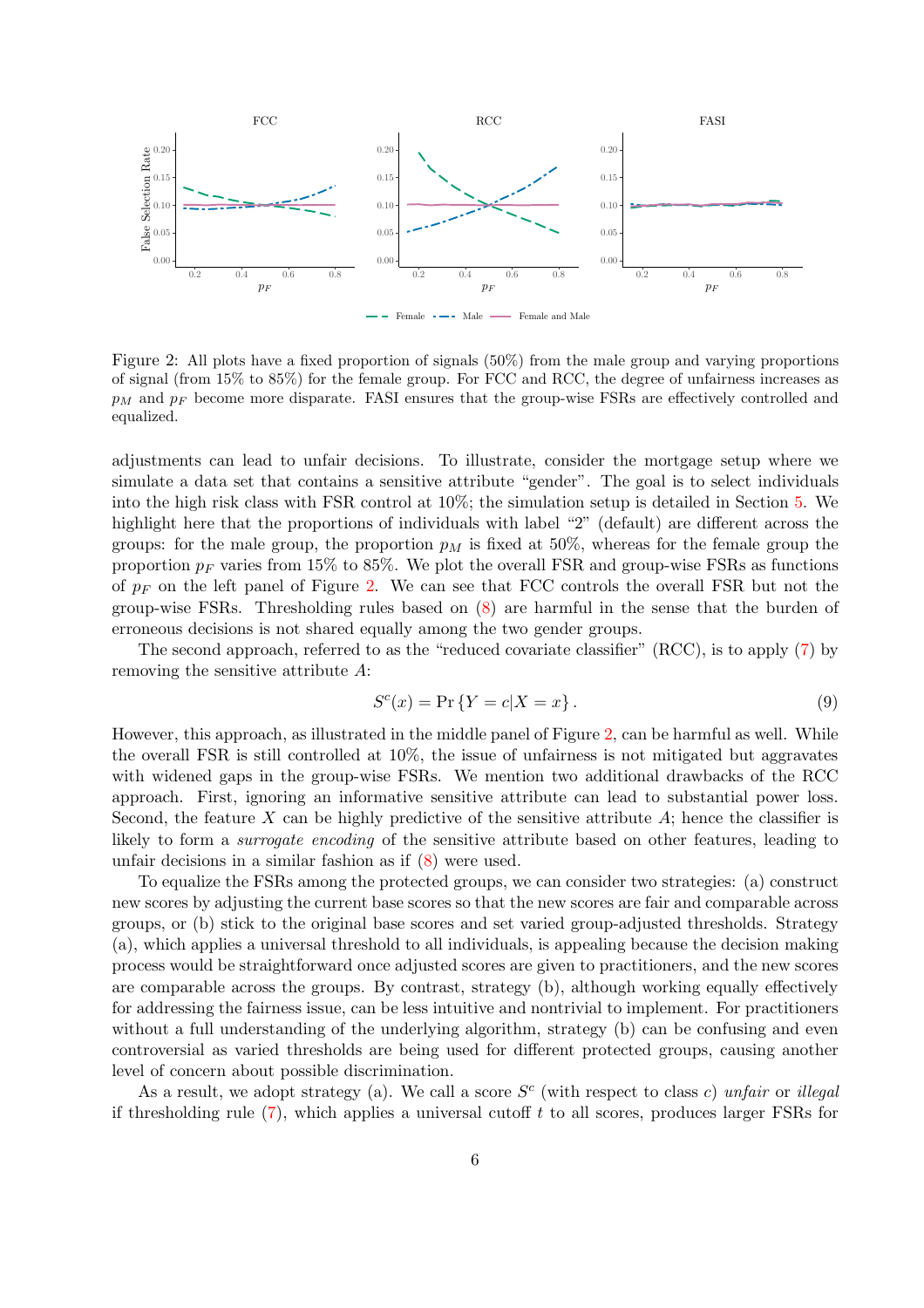Figure 2: All plots have a fixed proportion of signals (50%) from the male group and varying proportions of signal (from 15% to 85%) for the female group. For FCC and RCC, the degree of unfairness increases as $p_M$ and $p_F$ become more disparate. FASI ensures that the group-wise FSRs are effectively controlled and equalized.

adjustments can lead to unfair decisions. To illustrate, consider the mortgage setup where we simulate a data set that contains a sensitive attribute "gender". The goal is to select individuals into the high risk class with FSR control at 10%; the simulation setup is detailed in Section 5. We highlight here that the proportions of individuals with label "2" (default) are different across the groups: for the male group, the proportion $p_M$ is fixed at 50%, whereas for the female group the proportion $p_F$ varies from 15% to 85%. We plot the overall FSR and group-wise FSRs as functions of $p_F$ on the left panel of Figure 2. We can see that FCC controls the overall FSR but not the group-wise FSRs. Thresholding rules based on (8) are harmful in the sense that the burden of erroneous decisions is not shared equally among the two gender groups.

The second approach, referred to as the "reduced covariate classifier" (RCC), is to apply (7) by removing the sensitive attribute $A$:

$$S^c(x) = \Pr\{Y = c | X = x\}. \tag{9}$$

However, this approach, as illustrated in the middle panel of Figure 2, can be harmful as well. While the overall FSR is still controlled at 10%, the issue of unfairness is not mitigated but aggravates with widened gaps in the group-wise FSRs. We mention two additional drawbacks of the RCC approach. First, ignoring an informative sensitive attribute can lead to substantial power loss. Second, the feature $X$ can be highly predictive of the sensitive attribute $A$; hence the classifier is likely to form a *surrogate encoding* of the sensitive attribute based on other features, leading to unfair decisions in a similar fashion as if (8) were used.

To equalize the FSRs among the protected groups, we can consider two strategies: (a) construct new scores by adjusting the current base scores so that the new scores are fair and comparable across groups, or (b) stick to the original base scores and set varied group-adjusted thresholds. Strategy (a), which applies a universal threshold to all individuals, is appealing because the decision making process would be straightforward once adjusted scores are given to practitioners, and the new scores are comparable across the groups. By contrast, strategy (b), although working equally effectively for addressing the fairness issue, can be less intuitive and nontrivial to implement. For practitioners without a full understanding of the underlying algorithm, strategy (b) can be confusing and even controversial as varied thresholds are being used for different protected groups, causing another level of concern about possible discrimination.

As a result, we adopt strategy (a). We call a score $S^c$ (with respect to class $c$) *unfair* or *illegal* if thresholding rule (7), which applies a universal cutoff $t$ to all scores, produces larger FSRs for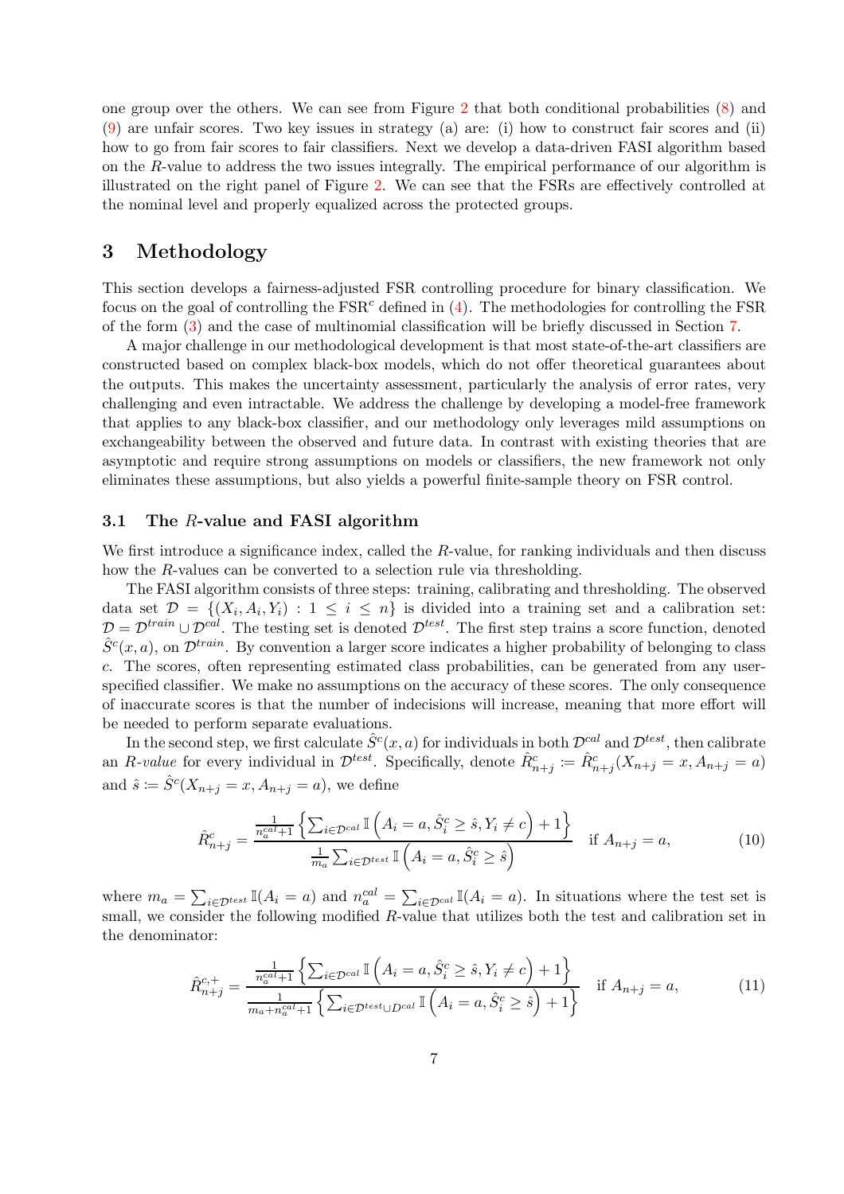one group over the others. We can see from Figure 2 that both conditional probabilities (8) and (9) are unfair scores. Two key issues in strategy (a) are: (i) how to construct fair scores and (ii) how to go from fair scores to fair classifiers. Next we develop a data-driven FASI algorithm based on the $R$-value to address the two issues integrally. The empirical performance of our algorithm is illustrated on the right panel of Figure 2. We can see that the FSRs are effectively controlled at the nominal level and properly equalized across the protected groups.

# 3 Methodology

This section develops a fairness-adjusted FSR controlling procedure for binary classification. We focus on the goal of controlling the $\text{FSR}^c$ defined in (4). The methodologies for controlling the FSR of the form (3) and the case of multinomial classification will be briefly discussed in Section 7.

A major challenge in our methodological development is that most state-of-the-art classifiers are constructed based on complex black-box models, which do not offer theoretical guarantees about the outputs. This makes the uncertainty assessment, particularly the analysis of error rates, very challenging and even intractable. We address the challenge by developing a model-free framework that applies to any black-box classifier, and our methodology only leverages mild assumptions on exchangeability between the observed and future data. In contrast with existing theories that are asymptotic and require strong assumptions on models or classifiers, the new framework not only eliminates these assumptions, but also yields a powerful finite-sample theory on FSR control.

## 3.1 The $R$-value and FASI algorithm

We first introduce a significance index, called the $R$-value, for ranking individuals and then discuss how the $R$-values can be converted to a selection rule via thresholding.

The FASI algorithm consists of three steps: training, calibrating and thresholding. The observed data set $\mathcal{D} = \{(X_i, A_i, Y_i) : 1 \le i \le n\}$ is divided into a training set and a calibration set: $\mathcal{D} = \mathcal{D}^{train} \cup \mathcal{D}^{cal}$. The testing set is denoted $\mathcal{D}^{test}$. The first step trains a score function, denoted $\hat{S}^c(x, a)$, on $\mathcal{D}^{train}$. By convention a larger score indicates a higher probability of belonging to class $c$. The scores, often representing estimated class probabilities, can be generated from any user-specified classifier. We make no assumptions on the accuracy of these scores. The only consequence of inaccurate scores is that the number of indecisions will increase, meaning that more effort will be needed to perform separate evaluations.

In the second step, we first calculate $\hat{S}^c(x, a)$ for individuals in both $\mathcal{D}^{cal}$ and $\mathcal{D}^{test}$, then calibrate an *R-value* for every individual in $\mathcal{D}^{test}$. Specifically, denote $\hat{R}^c_{n+j} := \hat{R}^c_{n+j}(X_{n+j} = x, A_{n+j} = a)$ and $\hat{s} := \hat{S}^c(X_{n+j} = x, A_{n+j} = a)$, we define

$$\hat{R}^c_{n+j} = \frac{\frac{1}{n_a^{cal}+1}\left\{\sum_{i\in\mathcal{D}^{cal}} \mathbb{I}\left(A_i = a, \hat{S}^c_i \ge \hat{s}, Y_i \ne c\right) + 1\right\}}{\frac{1}{m_a}\sum_{i\in\mathcal{D}^{test}} \mathbb{I}\left(A_i = a, \hat{S}^c_i \ge \hat{s}\right)} \quad \text{if } A_{n+j} = a, \tag{10}$$

where $m_a = \sum_{i\in\mathcal{D}^{test}} \mathbb{I}(A_i = a)$ and $n_a^{cal} = \sum_{i\in\mathcal{D}^{cal}} \mathbb{I}(A_i = a)$. In situations where the test set is small, we consider the following modified $R$-value that utilizes both the test and calibration set in the denominator:

$$\hat{R}^{c,+}_{n+j} = \frac{\frac{1}{n_a^{cal}+1}\left\{\sum_{i\in\mathcal{D}^{cal}} \mathbb{I}\left(A_i = a, \hat{S}^c_i \ge \hat{s}, Y_i \ne c\right) + 1\right\}}{\frac{1}{m_a+n_a^{cal}+1}\left\{\sum_{i\in\mathcal{D}^{test}\cup D^{cal}} \mathbb{I}\left(A_i = a, \hat{S}^c_i \ge \hat{s}\right) + 1\right\}} \quad \text{if } A_{n+j} = a, \tag{11}$$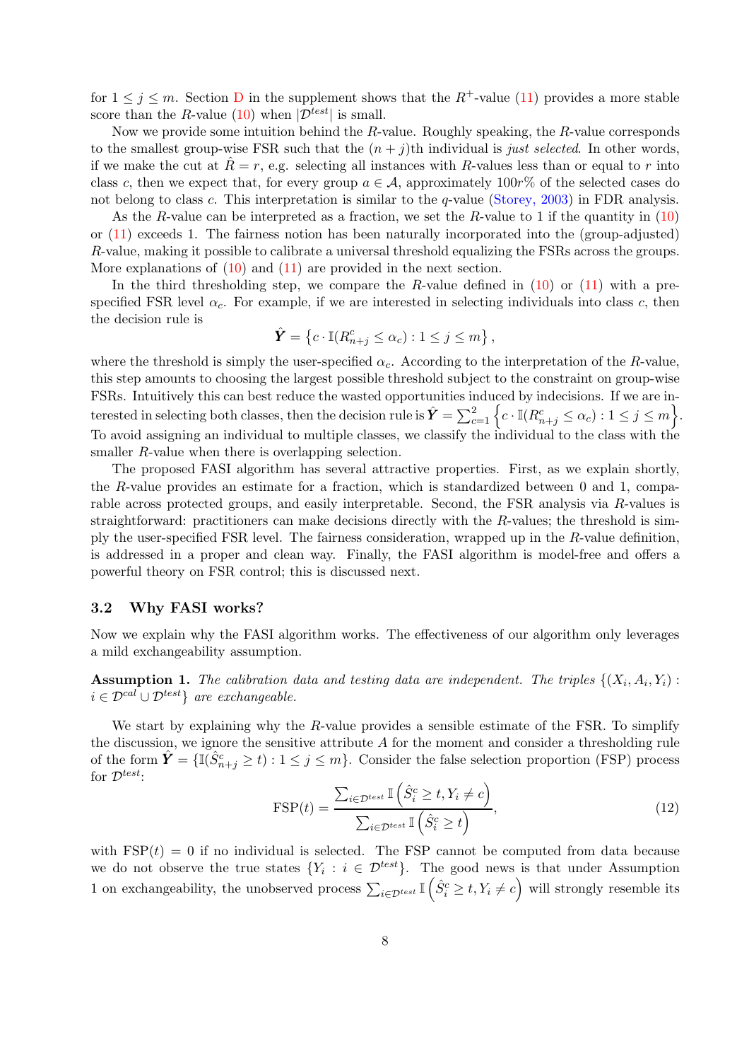for $1 \leq j \leq m$. Section D in the supplement shows that the $R^+$-value (11) provides a more stable score than the $R$-value (10) when $|\mathcal{D}^{test}|$ is small.

Now we provide some intuition behind the $R$-value. Roughly speaking, the $R$-value corresponds to the smallest group-wise FSR such that the $(n+j)$th individual is *just selected*. In other words, if we make the cut at $\hat{R} = r$, e.g. selecting all instances with $R$-values less than or equal to $r$ into class $c$, then we expect that, for every group $a \in \mathcal{A}$, approximately $100r\%$ of the selected cases do not belong to class $c$. This interpretation is similar to the $q$-value (Storey, 2003) in FDR analysis.

As the $R$-value can be interpreted as a fraction, we set the $R$-value to 1 if the quantity in (10) or (11) exceeds 1. The fairness notion has been naturally incorporated into the (group-adjusted) $R$-value, making it possible to calibrate a universal threshold equalizing the FSRs across the groups. More explanations of (10) and (11) are provided in the next section.

In the third thresholding step, we compare the $R$-value defined in (10) or (11) with a pre-specified FSR level $\alpha_c$. For example, if we are interested in selecting individuals into class $c$, then the decision rule is

$$\hat{\boldsymbol{Y}} = \left\{ c \cdot \mathbb{I}(R^c_{n+j} \leq \alpha_c) : 1 \leq j \leq m \right\},$$

where the threshold is simply the user-specified $\alpha_c$. According to the interpretation of the $R$-value, this step amounts to choosing the largest possible threshold subject to the constraint on group-wise FSRs. Intuitively this can best reduce the wasted opportunities induced by indecisions. If we are interested in selecting both classes, then the decision rule is $\hat{\boldsymbol{Y}} = \sum_{c=1}^{2} \left\{ c \cdot \mathbb{I}(R^c_{n+j} \leq \alpha_c) : 1 \leq j \leq m \right\}$. To avoid assigning an individual to multiple classes, we classify the individual to the class with the smaller $R$-value when there is overlapping selection.

The proposed FASI algorithm has several attractive properties. First, as we explain shortly, the $R$-value provides an estimate for a fraction, which is standardized between 0 and 1, comparable across protected groups, and easily interpretable. Second, the FSR analysis via $R$-values is straightforward: practitioners can make decisions directly with the $R$-values; the threshold is simply the user-specified FSR level. The fairness consideration, wrapped up in the $R$-value definition, is addressed in a proper and clean way. Finally, the FASI algorithm is model-free and offers a powerful theory on FSR control; this is discussed next.

### 3.2 Why FASI works?

Now we explain why the FASI algorithm works. The effectiveness of our algorithm only leverages a mild exchangeability assumption.

**Assumption 1.** *The calibration data and testing data are independent. The triples $\{(X_i, A_i, Y_i) : i \in \mathcal{D}^{cal} \cup \mathcal{D}^{test}\}$ are exchangeable.*

We start by explaining why the $R$-value provides a sensible estimate of the FSR. To simplify the discussion, we ignore the sensitive attribute $A$ for the moment and consider a thresholding rule of the form $\hat{\boldsymbol{Y}} = \{\mathbb{I}(\hat{S}^c_{n+j} \geq t) : 1 \leq j \leq m\}$. Consider the false selection proportion (FSP) process for $\mathcal{D}^{test}$:

$$\text{FSP}(t) = \frac{\sum_{i \in \mathcal{D}^{test}} \mathbb{I}\left(\hat{S}^c_i \geq t, Y_i \neq c\right)}{\sum_{i \in \mathcal{D}^{test}} \mathbb{I}\left(\hat{S}^c_i \geq t\right)}, \tag{12}$$

with $\text{FSP}(t) = 0$ if no individual is selected. The FSP cannot be computed from data because we do not observe the true states $\{Y_i : i \in \mathcal{D}^{test}\}$. The good news is that under Assumption 1 on exchangeability, the unobserved process $\sum_{i \in \mathcal{D}^{test}} \mathbb{I}\left(\hat{S}^c_i \geq t, Y_i \neq c\right)$ will strongly resemble its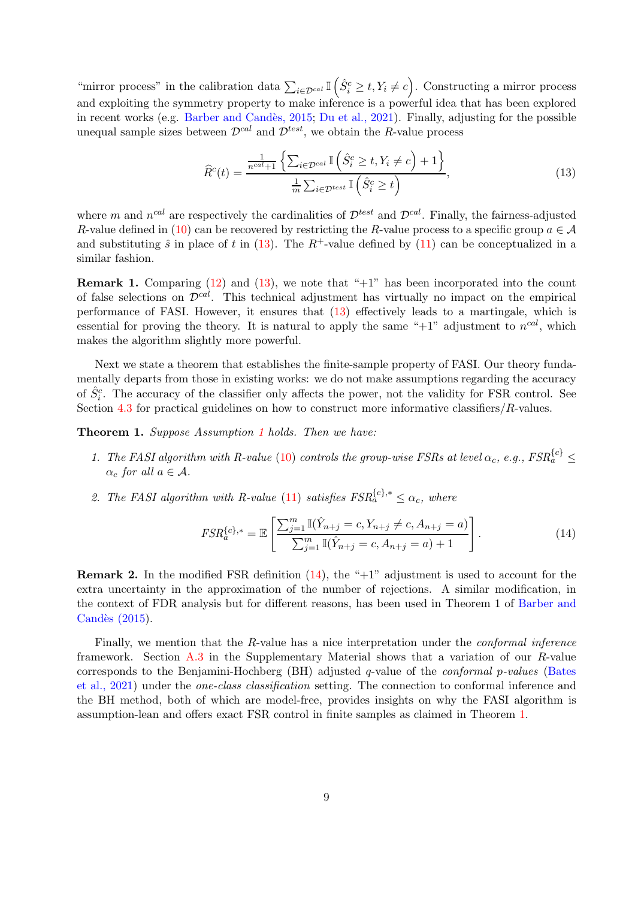"mirror process" in the calibration data $\sum_{i \in \mathcal{D}^{cal}} \mathbb{I}\left(\hat{S}_i^c \geq t, Y_i \neq c\right)$. Constructing a mirror process and exploiting the symmetry property to make inference is a powerful idea that has been explored in recent works (e.g. Barber and Candès, 2015; Du et al., 2021). Finally, adjusting for the possible unequal sample sizes between $\mathcal{D}^{cal}$ and $\mathcal{D}^{test}$, we obtain the $R$-value process

$$\widehat{R}^c(t) = \frac{\frac{1}{n^{cal}+1}\left\{\sum_{i \in \mathcal{D}^{cal}} \mathbb{I}\left(\hat{S}_i^c \geq t, Y_i \neq c\right) + 1\right\}}{\frac{1}{m}\sum_{i \in \mathcal{D}^{test}} \mathbb{I}\left(\hat{S}_i^c \geq t\right)}, \tag{13}$$

where $m$ and $n^{cal}$ are respectively the cardinalities of $\mathcal{D}^{test}$ and $\mathcal{D}^{cal}$. Finally, the fairness-adjusted $R$-value defined in (10) can be recovered by restricting the $R$-value process to a specific group $a \in \mathcal{A}$ and substituting $\hat{s}$ in place of $t$ in (13). The $R^+$-value defined by (11) can be conceptualized in a similar fashion.

**Remark 1.** Comparing (12) and (13), we note that "+1" has been incorporated into the count of false selections on $\mathcal{D}^{cal}$. This technical adjustment has virtually no impact on the empirical performance of FASI. However, it ensures that (13) effectively leads to a martingale, which is essential for proving the theory. It is natural to apply the same "+1" adjustment to $n^{cal}$, which makes the algorithm slightly more powerful.

Next we state a theorem that establishes the finite-sample property of FASI. Our theory fundamentally departs from those in existing works: we do not make assumptions regarding the accuracy of $\hat{S}_i^c$. The accuracy of the classifier only affects the power, not the validity for FSR control. See Section 4.3 for practical guidelines on how to construct more informative classifiers/$R$-values.

**Theorem 1.** *Suppose Assumption 1 holds. Then we have:*

1. *The FASI algorithm with R-value (10) controls the group-wise FSRs at level $\alpha_c$, e.g., $FSR_a^{\{c\}} \leq \alpha_c$ for all $a \in \mathcal{A}$.*
2. *The FASI algorithm with R-value (11) satisfies $FSR_a^{\{c\},*} \leq \alpha_c$, where*

$$FSR_a^{\{c\},*} = \mathbb{E}\left[\frac{\sum_{j=1}^m \mathbb{I}(\hat{Y}_{n+j} = c, Y_{n+j} \neq c, A_{n+j} = a)}{\sum_{j=1}^m \mathbb{I}(\hat{Y}_{n+j} = c, A_{n+j} = a) + 1}\right]. \tag{14}$$

**Remark 2.** In the modified FSR definition (14), the "+1" adjustment is used to account for the extra uncertainty in the approximation of the number of rejections. A similar modification, in the context of FDR analysis but for different reasons, has been used in Theorem 1 of Barber and Candès (2015).

Finally, we mention that the $R$-value has a nice interpretation under the *conformal inference* framework. Section A.3 in the Supplementary Material shows that a variation of our $R$-value corresponds to the Benjamini-Hochberg (BH) adjusted $q$-value of the *conformal p-values* (Bates et al., 2021) under the *one-class classification* setting. The connection to conformal inference and the BH method, both of which are model-free, provides insights on why the FASI algorithm is assumption-lean and offers exact FSR control in finite samples as claimed in Theorem 1.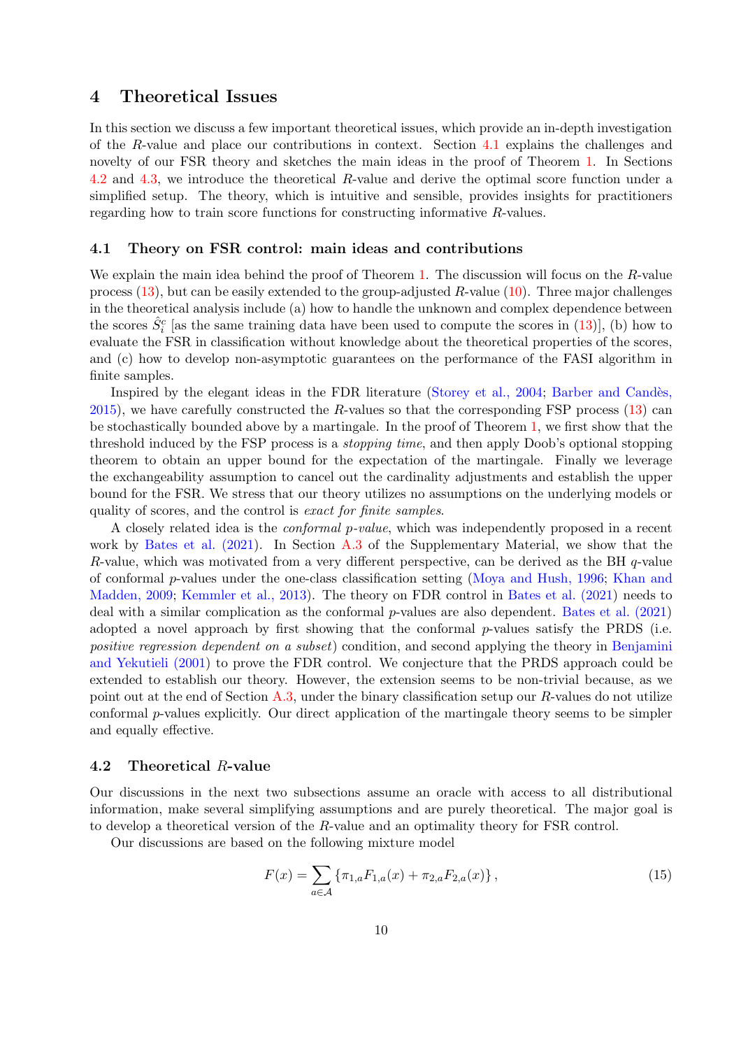## 4 Theoretical Issues

In this section we discuss a few important theoretical issues, which provide an in-depth investigation of the $R$-value and place our contributions in context. Section 4.1 explains the challenges and novelty of our FSR theory and sketches the main ideas in the proof of Theorem 1. In Sections 4.2 and 4.3, we introduce the theoretical $R$-value and derive the optimal score function under a simplified setup. The theory, which is intuitive and sensible, provides insights for practitioners regarding how to train score functions for constructing informative $R$-values.

### 4.1 Theory on FSR control: main ideas and contributions

We explain the main idea behind the proof of Theorem 1. The discussion will focus on the $R$-value process (13), but can be easily extended to the group-adjusted $R$-value (10). Three major challenges in the theoretical analysis include (a) how to handle the unknown and complex dependence between the scores $\hat{S}_i^c$ [as the same training data have been used to compute the scores in (13)], (b) how to evaluate the FSR in classification without knowledge about the theoretical properties of the scores, and (c) how to develop non-asymptotic guarantees on the performance of the FASI algorithm in finite samples.

Inspired by the elegant ideas in the FDR literature (Storey et al., 2004; Barber and Candès, 2015), we have carefully constructed the $R$-values so that the corresponding FSP process (13) can be stochastically bounded above by a martingale. In the proof of Theorem 1, we first show that the threshold induced by the FSP process is a *stopping time*, and then apply Doob's optional stopping theorem to obtain an upper bound for the expectation of the martingale. Finally we leverage the exchangeability assumption to cancel out the cardinality adjustments and establish the upper bound for the FSR. We stress that our theory utilizes no assumptions on the underlying models or quality of scores, and the control is *exact for finite samples*.

A closely related idea is the *conformal p-value*, which was independently proposed in a recent work by Bates et al. (2021). In Section A.3 of the Supplementary Material, we show that the $R$-value, which was motivated from a very different perspective, can be derived as the BH $q$-value of conformal $p$-values under the one-class classification setting (Moya and Hush, 1996; Khan and Madden, 2009; Kemmler et al., 2013). The theory on FDR control in Bates et al. (2021) needs to deal with a similar complication as the conformal $p$-values are also dependent. Bates et al. (2021) adopted a novel approach by first showing that the conformal $p$-values satisfy the PRDS (i.e. *positive regression dependent on a subset*) condition, and second applying the theory in Benjamini and Yekutieli (2001) to prove the FDR control. We conjecture that the PRDS approach could be extended to establish our theory. However, the extension seems to be non-trivial because, as we point out at the end of Section A.3, under the binary classification setup our $R$-values do not utilize conformal $p$-values explicitly. Our direct application of the martingale theory seems to be simpler and equally effective.

### 4.2 Theoretical $R$-value

Our discussions in the next two subsections assume an oracle with access to all distributional information, make several simplifying assumptions and are purely theoretical. The major goal is to develop a theoretical version of the $R$-value and an optimality theory for FSR control.

Our discussions are based on the following mixture model

$$F(x) = \sum_{a \in \mathcal{A}} \{\pi_{1,a} F_{1,a}(x) + \pi_{2,a} F_{2,a}(x)\}, \tag{15}$$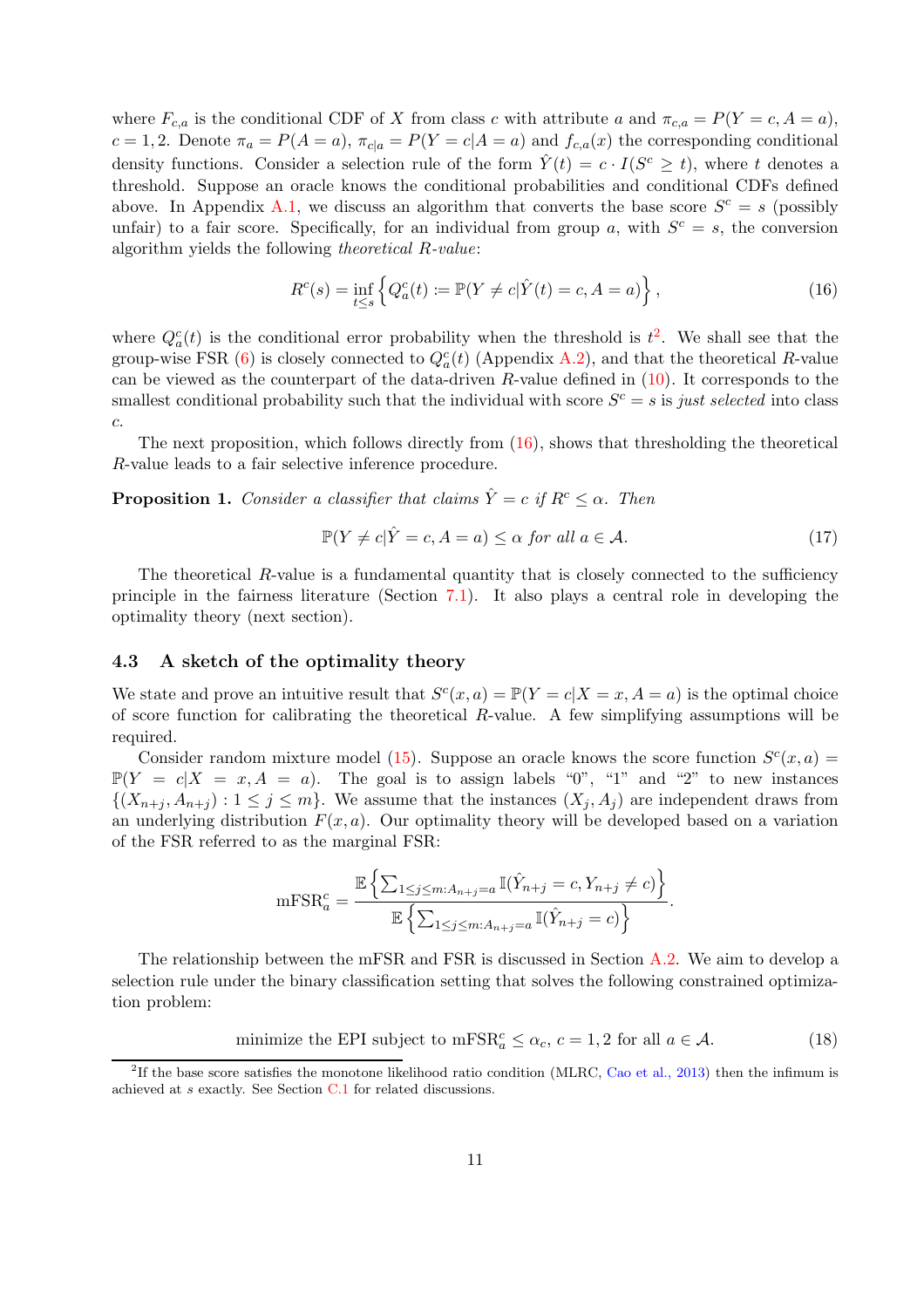where $F_{c,a}$ is the conditional CDF of $X$ from class $c$ with attribute $a$ and $\pi_{c,a} = P(Y = c, A = a)$, $c = 1, 2$. Denote $\pi_a = P(A = a)$, $\pi_{c|a} = P(Y = c|A = a)$ and $f_{c,a}(x)$ the corresponding conditional density functions. Consider a selection rule of the form $\hat{Y}(t) = c \cdot I(S^c \geq t)$, where $t$ denotes a threshold. Suppose an oracle knows the conditional probabilities and conditional CDFs defined above. In Appendix A.1, we discuss an algorithm that converts the base score $S^c = s$ (possibly unfair) to a fair score. Specifically, for an individual from group $a$, with $S^c = s$, the conversion algorithm yields the following *theoretical R-value*:

$$R^c(s) = \inf_{t \leq s} \left\{ Q_a^c(t) := \mathbb{P}(Y \neq c | \hat{Y}(t) = c, A = a) \right\}, \tag{16}$$

where $Q_a^c(t)$ is the conditional error probability when the threshold is $t$[2]. We shall see that the group-wise FSR (6) is closely connected to $Q_a^c(t)$ (Appendix A.2), and that the theoretical $R$-value can be viewed as the counterpart of the data-driven $R$-value defined in (10). It corresponds to the smallest conditional probability such that the individual with score $S^c = s$ is *just selected* into class $c$.

The next proposition, which follows directly from (16), shows that thresholding the theoretical $R$-value leads to a fair selective inference procedure.

**Proposition 1.** *Consider a classifier that claims $\hat{Y} = c$ if $R^c \leq \alpha$. Then*

$$\mathbb{P}(Y \neq c | \hat{Y} = c, A = a) \leq \alpha \text{ for all } a \in \mathcal{A}. \tag{17}$$

The theoretical $R$-value is a fundamental quantity that is closely connected to the sufficiency principle in the fairness literature (Section 7.1). It also plays a central role in developing the optimality theory (next section).

### 4.3 A sketch of the optimality theory

We state and prove an intuitive result that $S^c(x, a) = \mathbb{P}(Y = c|X = x, A = a)$ is the optimal choice of score function for calibrating the theoretical $R$-value. A few simplifying assumptions will be required.

Consider random mixture model (15). Suppose an oracle knows the score function $S^c(x, a) = \mathbb{P}(Y = c|X = x, A = a)$. The goal is to assign labels "0", "1" and "2" to new instances $\{(X_{n+j}, A_{n+j}) : 1 \leq j \leq m\}$. We assume that the instances $(X_j, A_j)$ are independent draws from an underlying distribution $F(x, a)$. Our optimality theory will be developed based on a variation of the FSR referred to as the marginal FSR:

$$\text{mFSR}_a^c = \frac{\mathbb{E}\left\{\sum_{1 \leq j \leq m: A_{n+j} = a} \mathbb{I}(\hat{Y}_{n+j} = c, Y_{n+j} \neq c)\right\}}{\mathbb{E}\left\{\sum_{1 \leq j \leq m: A_{n+j} = a} \mathbb{I}(\hat{Y}_{n+j} = c)\right\}}.$$

The relationship between the mFSR and FSR is discussed in Section A.2. We aim to develop a selection rule under the binary classification setting that solves the following constrained optimization problem:

$$\text{minimize the EPI subject to mFSR}_a^c \leq \alpha_c,\ c = 1, 2 \text{ for all } a \in \mathcal{A}. \tag{18}$$

---

[2] If the base score satisfies the monotone likelihood ratio condition (MLRC, Cao et al., 2013) then the infimum is achieved at $s$ exactly. See Section C.1 for related discussions.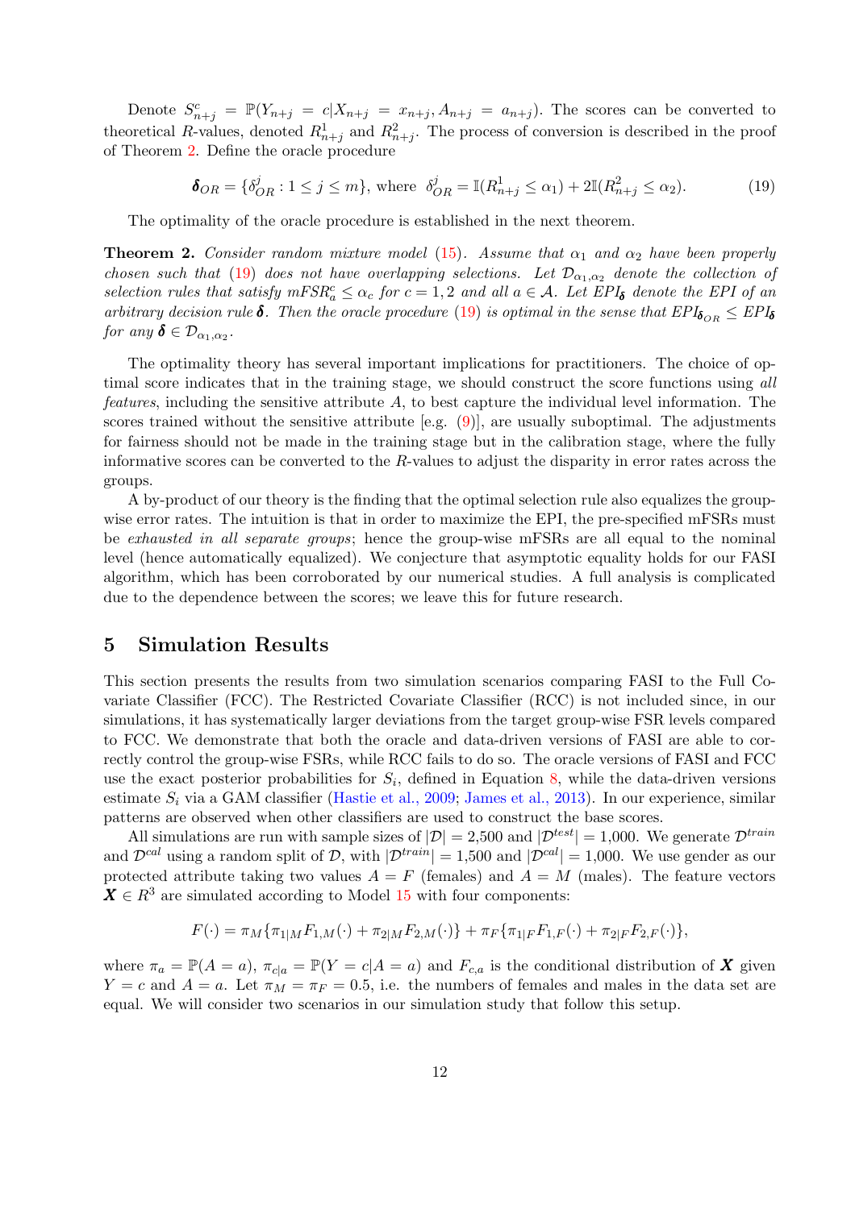Denote $S^c_{n+j} = \mathbb{P}(Y_{n+j} = c | X_{n+j} = x_{n+j}, A_{n+j} = a_{n+j})$. The scores can be converted to theoretical $R$-values, denoted $R^1_{n+j}$ and $R^2_{n+j}$. The process of conversion is described in the proof of Theorem 2. Define the oracle procedure

$$\boldsymbol{\delta}_{OR} = \{\delta^j_{OR} : 1 \leq j \leq m\}, \text{ where } \delta^j_{OR} = \mathbb{I}(R^1_{n+j} \leq \alpha_1) + 2\mathbb{I}(R^2_{n+j} \leq \alpha_2). \tag{19}$$

The optimality of the oracle procedure is established in the next theorem.

**Theorem 2.** *Consider random mixture model (15). Assume that $\alpha_1$ and $\alpha_2$ have been properly chosen such that (19) does not have overlapping selections. Let $\mathcal{D}_{\alpha_1,\alpha_2}$ denote the collection of selection rules that satisfy $mFSR^c_a \leq \alpha_c$ for $c = 1, 2$ and all $a \in \mathcal{A}$. Let $EPI_{\boldsymbol{\delta}}$ denote the EPI of an arbitrary decision rule $\boldsymbol{\delta}$. Then the oracle procedure (19) is optimal in the sense that $EPI_{\boldsymbol{\delta}_{OR}} \leq EPI_{\boldsymbol{\delta}}$ for any $\boldsymbol{\delta} \in \mathcal{D}_{\alpha_1,\alpha_2}$.*

The optimality theory has several important implications for practitioners. The choice of optimal score indicates that in the training stage, we should construct the score functions using *all features*, including the sensitive attribute $A$, to best capture the individual level information. The scores trained without the sensitive attribute [e.g. (9)], are usually suboptimal. The adjustments for fairness should not be made in the training stage but in the calibration stage, where the fully informative scores can be converted to the $R$-values to adjust the disparity in error rates across the groups.

A by-product of our theory is the finding that the optimal selection rule also equalizes the group-wise error rates. The intuition is that in order to maximize the EPI, the pre-specified mFSRs must be *exhausted in all separate groups*; hence the group-wise mFSRs are all equal to the nominal level (hence automatically equalized). We conjecture that asymptotic equality holds for our FASI algorithm, which has been corroborated by our numerical studies. A full analysis is complicated due to the dependence between the scores; we leave this for future research.

## 5 Simulation Results

This section presents the results from two simulation scenarios comparing FASI to the Full Covariate Classifier (FCC). The Restricted Covariate Classifier (RCC) is not included since, in our simulations, it has systematically larger deviations from the target group-wise FSR levels compared to FCC. We demonstrate that both the oracle and data-driven versions of FASI are able to correctly control the group-wise FSRs, while RCC fails to do so. The oracle versions of FASI and FCC use the exact posterior probabilities for $S_i$, defined in Equation 8, while the data-driven versions estimate $S_i$ via a GAM classifier (Hastie et al., 2009; James et al., 2013). In our experience, similar patterns are observed when other classifiers are used to construct the base scores.

All simulations are run with sample sizes of $|\mathcal{D}| = 2{,}500$ and $|\mathcal{D}^{test}| = 1{,}000$. We generate $\mathcal{D}^{train}$ and $\mathcal{D}^{cal}$ using a random split of $\mathcal{D}$, with $|\mathcal{D}^{train}| = 1{,}500$ and $|\mathcal{D}^{cal}| = 1{,}000$. We use gender as our protected attribute taking two values $A = F$ (females) and $A = M$ (males). The feature vectors $\boldsymbol{X} \in R^3$ are simulated according to Model 15 with four components:

$$F(\cdot) = \pi_M\{\pi_{1|M}F_{1,M}(\cdot) + \pi_{2|M}F_{2,M}(\cdot)\} + \pi_F\{\pi_{1|F}F_{1,F}(\cdot) + \pi_{2|F}F_{2,F}(\cdot)\},$$

where $\pi_a = \mathbb{P}(A = a)$, $\pi_{c|a} = \mathbb{P}(Y = c|A = a)$ and $F_{c,a}$ is the conditional distribution of $\boldsymbol{X}$ given $Y = c$ and $A = a$. Let $\pi_M = \pi_F = 0.5$, i.e. the numbers of females and males in the data set are equal. We will consider two scenarios in our simulation study that follow this setup.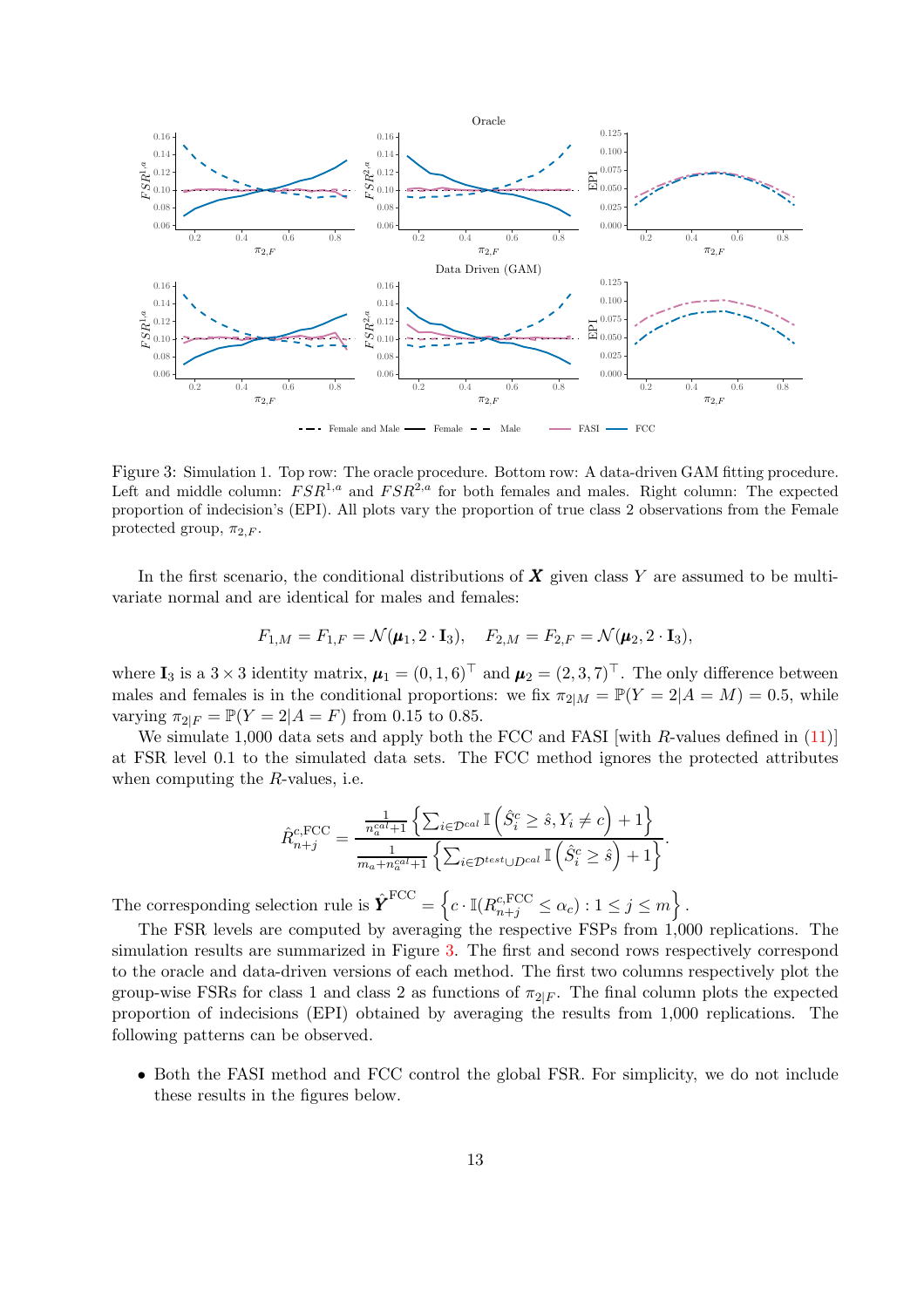Figure 3: Simulation 1. Top row: The oracle procedure. Bottom row: A data-driven GAM fitting procedure. Left and middle column: $FSR^{1,a}$ and $FSR^{2,a}$ for both females and males. Right column: The expected proportion of indecision's (EPI). All plots vary the proportion of true class 2 observations from the Female protected group, $\pi_{2,F}$.

In the first scenario, the conditional distributions of $\boldsymbol{X}$ given class $Y$ are assumed to be multivariate normal and are identical for males and females:

$$F_{1,M} = F_{1,F} = \mathcal{N}(\boldsymbol{\mu}_1, 2 \cdot \mathbf{I}_3), \quad F_{2,M} = F_{2,F} = \mathcal{N}(\boldsymbol{\mu}_2, 2 \cdot \mathbf{I}_3),$$

where $\mathbf{I}_3$ is a $3 \times 3$ identity matrix, $\boldsymbol{\mu}_1 = (0, 1, 6)^\top$ and $\boldsymbol{\mu}_2 = (2, 3, 7)^\top$. The only difference between males and females is in the conditional proportions: we fix $\pi_{2|M} = \mathbb{P}(Y = 2|A = M) = 0.5$, while varying $\pi_{2|F} = \mathbb{P}(Y = 2|A = F)$ from 0.15 to 0.85.

We simulate 1,000 data sets and apply both the FCC and FASI [with $R$-values defined in (11)] at FSR level 0.1 to the simulated data sets. The FCC method ignores the protected attributes when computing the $R$-values, i.e.

$$\hat{R}^{c,\text{FCC}}_{n+j} = \frac{\frac{1}{n_a^{cal}+1}\left\{\sum_{i \in \mathcal{D}^{cal}} \mathbb{I}\left(\hat{S}^c_i \geq \hat{s}, Y_i \neq c\right) + 1\right\}}{\frac{1}{m_a+n_a^{cal}+1}\left\{\sum_{i \in \mathcal{D}^{test} \cup \mathcal{D}^{cal}} \mathbb{I}\left(\hat{S}^c_i \geq \hat{s}\right) + 1\right\}}.$$

The corresponding selection rule is $\hat{\boldsymbol{Y}}^{\text{FCC}} = \left\{c \cdot \mathbb{I}(R^{c,\text{FCC}}_{n+j} \leq \alpha_c) : 1 \leq j \leq m\right\}$.

The FSR levels are computed by averaging the respective FSPs from 1,000 replications. The simulation results are summarized in Figure 3. The first and second rows respectively correspond to the oracle and data-driven versions of each method. The first two columns respectively plot the group-wise FSRs for class 1 and class 2 as functions of $\pi_{2|F}$. The final column plots the expected proportion of indecisions (EPI) obtained by averaging the results from 1,000 replications. The following patterns can be observed.

- Both the FASI method and FCC control the global FSR. For simplicity, we do not include these results in the figures below.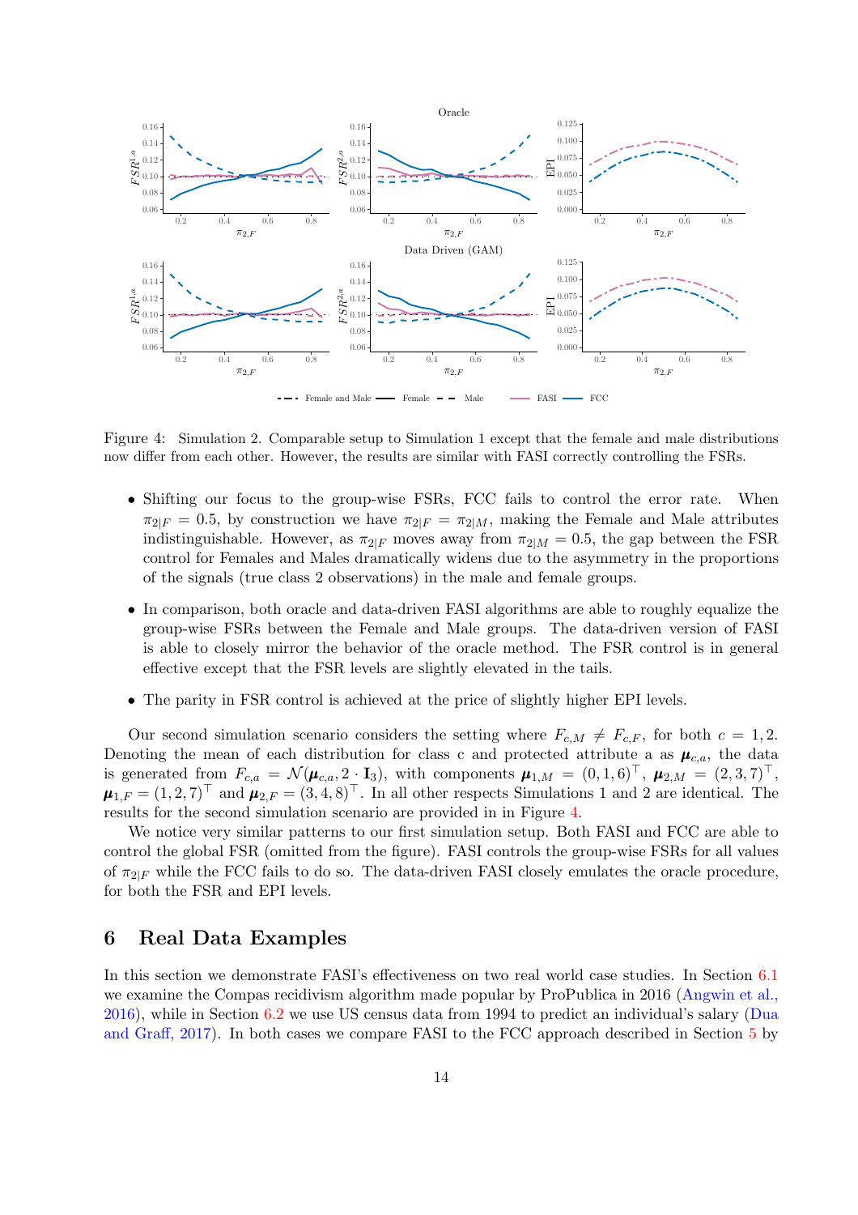Figure 4: Simulation 2. Comparable setup to Simulation 1 except that the female and male distributions now differ from each other. However, the results are similar with FASI correctly controlling the FSRs.

- Shifting our focus to the group-wise FSRs, FCC fails to control the error rate. When $\pi_{2|F} = 0.5$, by construction we have $\pi_{2|F} = \pi_{2|M}$, making the Female and Male attributes indistinguishable. However, as $\pi_{2|F}$ moves away from $\pi_{2|M} = 0.5$, the gap between the FSR control for Females and Males dramatically widens due to the asymmetry in the proportions of the signals (true class 2 observations) in the male and female groups.
- In comparison, both oracle and data-driven FASI algorithms are able to roughly equalize the group-wise FSRs between the Female and Male groups. The data-driven version of FASI is able to closely mirror the behavior of the oracle method. The FSR control is in general effective except that the FSR levels are slightly elevated in the tails.
- The parity in FSR control is achieved at the price of slightly higher EPI levels.

Our second simulation scenario considers the setting where $F_{c,M} \neq F_{c,F}$, for both $c = 1, 2$. Denoting the mean of each distribution for class c and protected attribute a as $\boldsymbol{\mu}_{c,a}$, the data is generated from $F_{c,a} = \mathcal{N}(\boldsymbol{\mu}_{c,a}, 2 \cdot \mathbf{I}_3)$, with components $\boldsymbol{\mu}_{1,M} = (0, 1, 6)^\top$, $\boldsymbol{\mu}_{2,M} = (2, 3, 7)^\top$, $\boldsymbol{\mu}_{1,F} = (1, 2, 7)^\top$ and $\boldsymbol{\mu}_{2,F} = (3, 4, 8)^\top$. In all other respects Simulations 1 and 2 are identical. The results for the second simulation scenario are provided in in Figure 4.

We notice very similar patterns to our first simulation setup. Both FASI and FCC are able to control the global FSR (omitted from the figure). FASI controls the group-wise FSRs for all values of $\pi_{2|F}$ while the FCC fails to do so. The data-driven FASI closely emulates the oracle procedure, for both the FSR and EPI levels.

# 6 Real Data Examples

In this section we demonstrate FASI's effectiveness on two real world case studies. In Section 6.1 we examine the Compas recidivism algorithm made popular by ProPublica in 2016 (Angwin et al., 2016), while in Section 6.2 we use US census data from 1994 to predict an individual's salary (Dua and Graff, 2017). In both cases we compare FASI to the FCC approach described in Section 5 by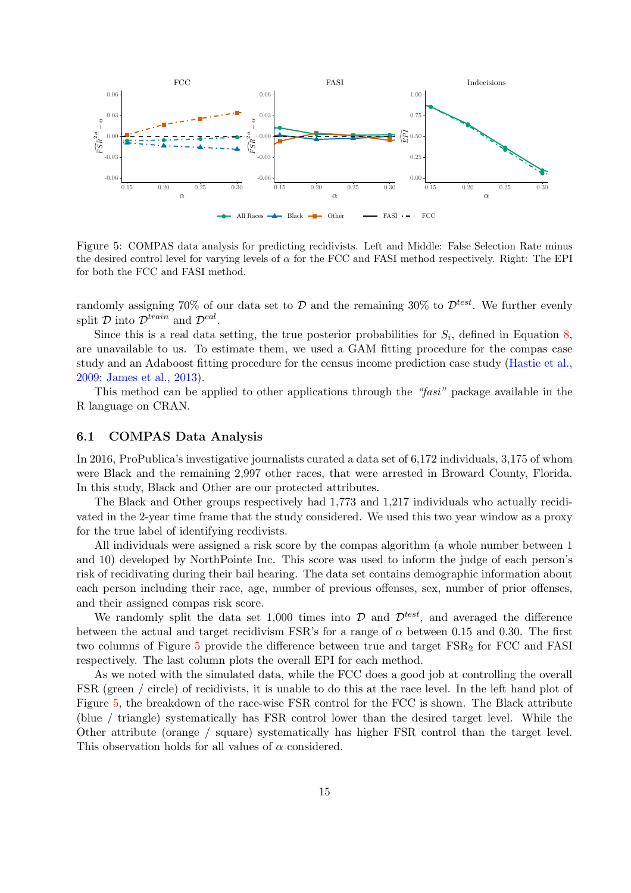Figure 5: COMPAS data analysis for predicting recidivists. Left and Middle: False Selection Rate minus the desired control level for varying levels of $\alpha$ for the FCC and FASI method respectively. Right: The EPI for both the FCC and FASI method.

randomly assigning 70% of our data set to $\mathcal{D}$ and the remaining 30% to $\mathcal{D}^{test}$. We further evenly split $\mathcal{D}$ into $\mathcal{D}^{train}$ and $\mathcal{D}^{cal}$.

Since this is a real data setting, the true posterior probabilities for $S_i$, defined in Equation 8, are unavailable to us. To estimate them, we used a GAM fitting procedure for the compas case study and an Adaboost fitting procedure for the census income prediction case study (Hastie et al., 2009; James et al., 2013).

This method can be applied to other applications through the *"fasi"* package available in the R language on CRAN.

### 6.1 COMPAS Data Analysis

In 2016, ProPublica's investigative journalists curated a data set of 6,172 individuals, 3,175 of whom were Black and the remaining 2,997 other races, that were arrested in Broward County, Florida. In this study, Black and Other are our protected attributes.

The Black and Other groups respectively had 1,773 and 1,217 individuals who actually recidivated in the 2-year time frame that the study considered. We used this two year window as a proxy for the true label of identifying recdivists.

All individuals were assigned a risk score by the compas algorithm (a whole number between 1 and 10) developed by NorthPointe Inc. This score was used to inform the judge of each person's risk of recidivating during their bail hearing. The data set contains demographic information about each person including their race, age, number of previous offenses, sex, number of prior offenses, and their assigned compas risk score.

We randomly split the data set 1,000 times into $\mathcal{D}$ and $\mathcal{D}^{test}$, and averaged the difference between the actual and target recidivism FSR's for a range of $\alpha$ between 0.15 and 0.30. The first two columns of Figure 5 provide the difference between true and target $\text{FSR}_2$ for FCC and FASI respectively. The last column plots the overall EPI for each method.

As we noted with the simulated data, while the FCC does a good job at controlling the overall FSR (green / circle) of recidivists, it is unable to do this at the race level. In the left hand plot of Figure 5, the breakdown of the race-wise FSR control for the FCC is shown. The Black attribute (blue / triangle) systematically has FSR control lower than the desired target level. While the Other attribute (orange / square) systematically has higher FSR control than the target level. This observation holds for all values of $\alpha$ considered.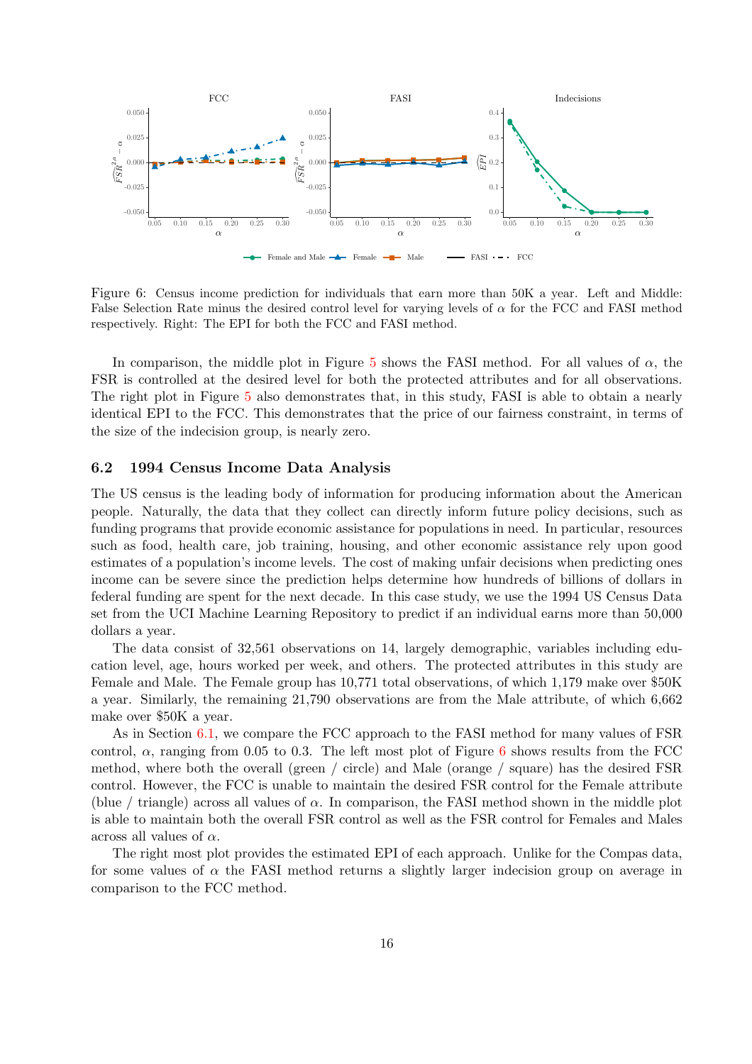Figure 6: Census income prediction for individuals that earn more than 50K a year. Left and Middle: False Selection Rate minus the desired control level for varying levels of $\alpha$ for the FCC and FASI method respectively. Right: The EPI for both the FCC and FASI method.

In comparison, the middle plot in Figure 5 shows the FASI method. For all values of $\alpha$, the FSR is controlled at the desired level for both the protected attributes and for all observations. The right plot in Figure 5 also demonstrates that, in this study, FASI is able to obtain a nearly identical EPI to the FCC. This demonstrates that the price of our fairness constraint, in terms of the size of the indecision group, is nearly zero.

### 6.2 1994 Census Income Data Analysis

The US census is the leading body of information for producing information about the American people. Naturally, the data that they collect can directly inform future policy decisions, such as funding programs that provide economic assistance for populations in need. In particular, resources such as food, health care, job training, housing, and other economic assistance rely upon good estimates of a population's income levels. The cost of making unfair decisions when predicting ones income can be severe since the prediction helps determine how hundreds of billions of dollars in federal funding are spent for the next decade. In this case study, we use the 1994 US Census Data set from the UCI Machine Learning Repository to predict if an individual earns more than 50,000 dollars a year.

The data consist of 32,561 observations on 14, largely demographic, variables including education level, age, hours worked per week, and others. The protected attributes in this study are Female and Male. The Female group has 10,771 total observations, of which 1,179 make over $50K a year. Similarly, the remaining 21,790 observations are from the Male attribute, of which 6,662 make over $50K a year.

As in Section 6.1, we compare the FCC approach to the FASI method for many values of FSR control, $\alpha$, ranging from 0.05 to 0.3. The left most plot of Figure 6 shows results from the FCC method, where both the overall (green / circle) and Male (orange / square) has the desired FSR control. However, the FCC is unable to maintain the desired FSR control for the Female attribute (blue / triangle) across all values of $\alpha$. In comparison, the FASI method shown in the middle plot is able to maintain both the overall FSR control as well as the FSR control for Females and Males across all values of $\alpha$.

The right most plot provides the estimated EPI of each approach. Unlike for the Compas data, for some values of $\alpha$ the FASI method returns a slightly larger indecision group on average in comparison to the FCC method.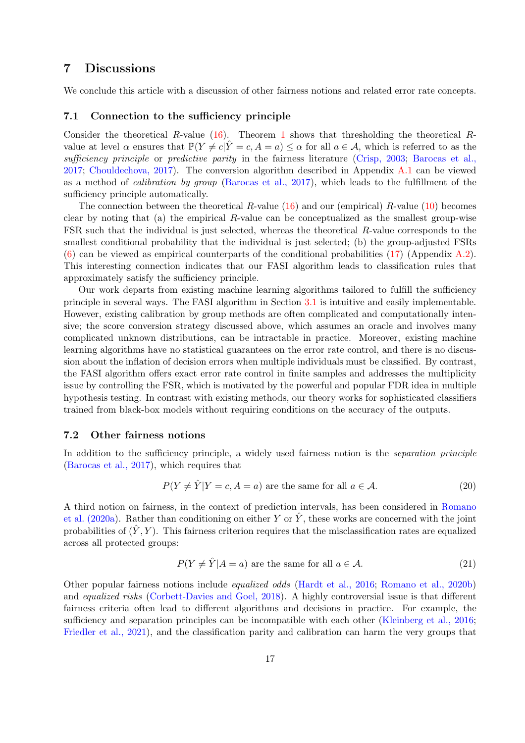## 7 Discussions

We conclude this article with a discussion of other fairness notions and related error rate concepts.

### 7.1 Connection to the sufficiency principle

Consider the theoretical $R$-value (16). Theorem 1 shows that thresholding the theoretical $R$-value at level $\alpha$ ensures that $\mathbb{P}(Y \neq c | \hat{Y} = c, A = a) \leq \alpha$ for all $a \in \mathcal{A}$, which is referred to as the *sufficiency principle* or *predictive parity* in the fairness literature (Crisp, 2003; Barocas et al., 2017; Chouldechova, 2017). The conversion algorithm described in Appendix A.1 can be viewed as a method of *calibration by group* (Barocas et al., 2017), which leads to the fulfillment of the sufficiency principle automatically.

The connection between the theoretical $R$-value (16) and our (empirical) $R$-value (10) becomes clear by noting that (a) the empirical $R$-value can be conceptualized as the smallest group-wise FSR such that the individual is just selected, whereas the theoretical $R$-value corresponds to the smallest conditional probability that the individual is just selected; (b) the group-adjusted FSRs (6) can be viewed as empirical counterparts of the conditional probabilities (17) (Appendix A.2). This interesting connection indicates that our FASI algorithm leads to classification rules that approximately satisfy the sufficiency principle.

Our work departs from existing machine learning algorithms tailored to fulfill the sufficiency principle in several ways. The FASI algorithm in Section 3.1 is intuitive and easily implementable. However, existing calibration by group methods are often complicated and computationally intensive; the score conversion strategy discussed above, which assumes an oracle and involves many complicated unknown distributions, can be intractable in practice. Moreover, existing machine learning algorithms have no statistical guarantees on the error rate control, and there is no discussion about the inflation of decision errors when multiple individuals must be classified. By contrast, the FASI algorithm offers exact error rate control in finite samples and addresses the multiplicity issue by controlling the FSR, which is motivated by the powerful and popular FDR idea in multiple hypothesis testing. In contrast with existing methods, our theory works for sophisticated classifiers trained from black-box models without requiring conditions on the accuracy of the outputs.

### 7.2 Other fairness notions

In addition to the sufficiency principle, a widely used fairness notion is the *separation principle* (Barocas et al., 2017), which requires that

$$P(Y \neq \hat{Y} | Y = c, A = a) \text{ are the same for all } a \in \mathcal{A}. \tag{20}$$

A third notion on fairness, in the context of prediction intervals, has been considered in Romano et al. (2020a). Rather than conditioning on either $Y$ or $\hat{Y}$, these works are concerned with the joint probabilities of $(\hat{Y}, Y)$. This fairness criterion requires that the misclassification rates are equalized across all protected groups:

$$P(Y \neq \hat{Y} | A = a) \text{ are the same for all } a \in \mathcal{A}. \tag{21}$$

Other popular fairness notions include *equalized odds* (Hardt et al., 2016; Romano et al., 2020b) and *equalized risks* (Corbett-Davies and Goel, 2018). A highly controversial issue is that different fairness criteria often lead to different algorithms and decisions in practice. For example, the sufficiency and separation principles can be incompatible with each other (Kleinberg et al., 2016; Friedler et al., 2021), and the classification parity and calibration can harm the very groups that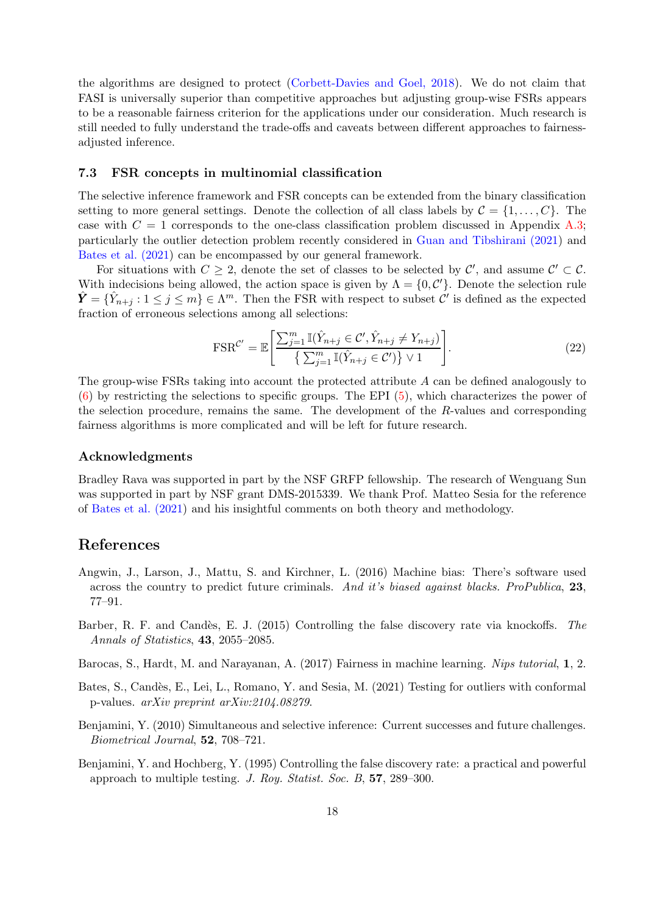the algorithms are designed to protect (Corbett-Davies and Goel, 2018). We do not claim that FASI is universally superior than competitive approaches but adjusting group-wise FSRs appears to be a reasonable fairness criterion for the applications under our consideration. Much research is still needed to fully understand the trade-offs and caveats between different approaches to fairness-adjusted inference.

### 7.3 FSR concepts in multinomial classification

The selective inference framework and FSR concepts can be extended from the binary classification setting to more general settings. Denote the collection of all class labels by $\mathcal{C} = \{1, \ldots, C\}$. The case with $C = 1$ corresponds to the one-class classification problem discussed in Appendix A.3; particularly the outlier detection problem recently considered in Guan and Tibshirani (2021) and Bates et al. (2021) can be encompassed by our general framework.

For situations with $C \geq 2$, denote the set of classes to be selected by $\mathcal{C}'$, and assume $\mathcal{C}' \subset \mathcal{C}$. With indecisions being allowed, the action space is given by $\Lambda = \{0, \mathcal{C}'\}$. Denote the selection rule $\hat{\boldsymbol{Y}} = \{\hat{Y}_{n+j} : 1 \leq j \leq m\} \in \Lambda^m$. Then the FSR with respect to subset $\mathcal{C}'$ is defined as the expected fraction of erroneous selections among all selections:

$$\text{FSR}^{\mathcal{C}'} = \mathbb{E}\left[\frac{\sum_{j=1}^{m} \mathbb{I}(\hat{Y}_{n+j} \in \mathcal{C}', \hat{Y}_{n+j} \neq Y_{n+j})}{\left\{\sum_{j=1}^{m} \mathbb{I}(\hat{Y}_{n+j} \in \mathcal{C}')\right\} \vee 1}\right]. \tag{22}$$

The group-wise FSRs taking into account the protected attribute $A$ can be defined analogously to (6) by restricting the selections to specific groups. The EPI (5), which characterizes the power of the selection procedure, remains the same. The development of the $R$-values and corresponding fairness algorithms is more complicated and will be left for future research.

### Acknowledgments

Bradley Rava was supported in part by the NSF GRFP fellowship. The research of Wenguang Sun was supported in part by NSF grant DMS-2015339. We thank Prof. Matteo Sesia for the reference of Bates et al. (2021) and his insightful comments on both theory and methodology.

## References

Angwin, J., Larson, J., Mattu, S. and Kirchner, L. (2016) Machine bias: There's software used across the country to predict future criminals. *And it's biased against blacks. ProPublica*, **23**, 77–91.

Barber, R. F. and Candès, E. J. (2015) Controlling the false discovery rate via knockoffs. *The Annals of Statistics*, **43**, 2055–2085.

Barocas, S., Hardt, M. and Narayanan, A. (2017) Fairness in machine learning. *Nips tutorial*, **1**, 2.

Bates, S., Candès, E., Lei, L., Romano, Y. and Sesia, M. (2021) Testing for outliers with conformal p-values. *arXiv preprint arXiv:2104.08279*.

Benjamini, Y. (2010) Simultaneous and selective inference: Current successes and future challenges. *Biometrical Journal*, **52**, 708–721.

Benjamini, Y. and Hochberg, Y. (1995) Controlling the false discovery rate: a practical and powerful approach to multiple testing. *J. Roy. Statist. Soc. B*, **57**, 289–300.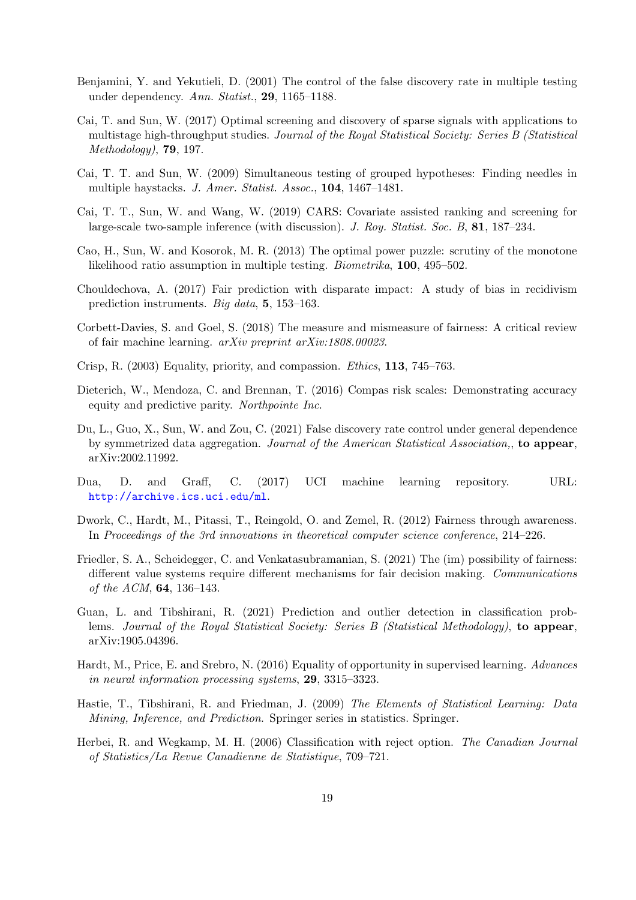Benjamini, Y. and Yekutieli, D. (2001) The control of the false discovery rate in multiple testing under dependency. *Ann. Statist.*, **29**, 1165–1188.

Cai, T. and Sun, W. (2017) Optimal screening and discovery of sparse signals with applications to multistage high-throughput studies. *Journal of the Royal Statistical Society: Series B (Statistical Methodology)*, **79**, 197.

Cai, T. T. and Sun, W. (2009) Simultaneous testing of grouped hypotheses: Finding needles in multiple haystacks. *J. Amer. Statist. Assoc.*, **104**, 1467–1481.

Cai, T. T., Sun, W. and Wang, W. (2019) CARS: Covariate assisted ranking and screening for large-scale two-sample inference (with discussion). *J. Roy. Statist. Soc. B*, **81**, 187–234.

Cao, H., Sun, W. and Kosorok, M. R. (2013) The optimal power puzzle: scrutiny of the monotone likelihood ratio assumption in multiple testing. *Biometrika*, **100**, 495–502.

Chouldechova, A. (2017) Fair prediction with disparate impact: A study of bias in recidivism prediction instruments. *Big data*, **5**, 153–163.

Corbett-Davies, S. and Goel, S. (2018) The measure and mismeasure of fairness: A critical review of fair machine learning. *arXiv preprint arXiv:1808.00023*.

Crisp, R. (2003) Equality, priority, and compassion. *Ethics*, **113**, 745–763.

Dieterich, W., Mendoza, C. and Brennan, T. (2016) Compas risk scales: Demonstrating accuracy equity and predictive parity. *Northpointe Inc*.

Du, L., Guo, X., Sun, W. and Zou, C. (2021) False discovery rate control under general dependence by symmetrized data aggregation. *Journal of the American Statistical Association,*, **to appear**, arXiv:2002.11992.

Dua, D. and Graff, C. (2017) UCI machine learning repository. URL: http://archive.ics.uci.edu/ml.

Dwork, C., Hardt, M., Pitassi, T., Reingold, O. and Zemel, R. (2012) Fairness through awareness. In *Proceedings of the 3rd innovations in theoretical computer science conference*, 214–226.

Friedler, S. A., Scheidegger, C. and Venkatasubramanian, S. (2021) The (im) possibility of fairness: different value systems require different mechanisms for fair decision making. *Communications of the ACM*, **64**, 136–143.

Guan, L. and Tibshirani, R. (2021) Prediction and outlier detection in classification problems. *Journal of the Royal Statistical Society: Series B (Statistical Methodology)*, **to appear**, arXiv:1905.04396.

Hardt, M., Price, E. and Srebro, N. (2016) Equality of opportunity in supervised learning. *Advances in neural information processing systems*, **29**, 3315–3323.

Hastie, T., Tibshirani, R. and Friedman, J. (2009) *The Elements of Statistical Learning: Data Mining, Inference, and Prediction*. Springer series in statistics. Springer.

Herbei, R. and Wegkamp, M. H. (2006) Classification with reject option. *The Canadian Journal of Statistics/La Revue Canadienne de Statistique*, 709–721.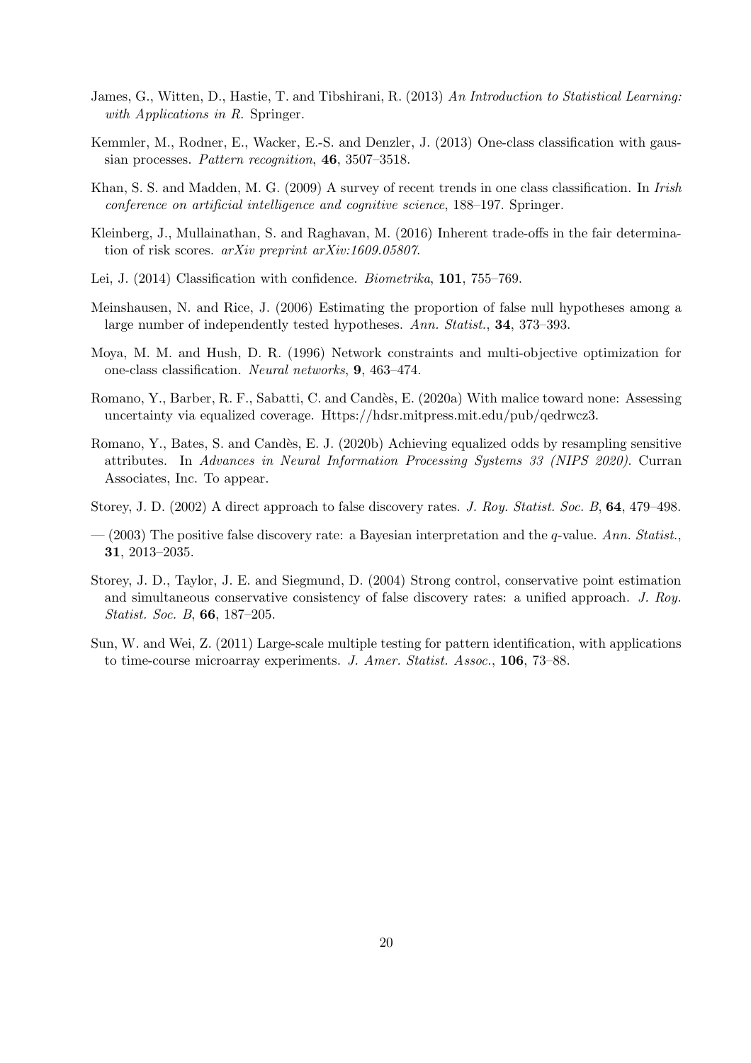James, G., Witten, D., Hastie, T. and Tibshirani, R. (2013) *An Introduction to Statistical Learning: with Applications in R*. Springer.

Kemmler, M., Rodner, E., Wacker, E.-S. and Denzler, J. (2013) One-class classification with gaussian processes. *Pattern recognition*, **46**, 3507–3518.

Khan, S. S. and Madden, M. G. (2009) A survey of recent trends in one class classification. In *Irish conference on artificial intelligence and cognitive science*, 188–197. Springer.

Kleinberg, J., Mullainathan, S. and Raghavan, M. (2016) Inherent trade-offs in the fair determination of risk scores. *arXiv preprint arXiv:1609.05807*.

Lei, J. (2014) Classification with confidence. *Biometrika*, **101**, 755–769.

Meinshausen, N. and Rice, J. (2006) Estimating the proportion of false null hypotheses among a large number of independently tested hypotheses. *Ann. Statist.*, **34**, 373–393.

Moya, M. M. and Hush, D. R. (1996) Network constraints and multi-objective optimization for one-class classification. *Neural networks*, **9**, 463–474.

Romano, Y., Barber, R. F., Sabatti, C. and Candès, E. (2020a) With malice toward none: Assessing uncertainty via equalized coverage. Https://hdsr.mitpress.mit.edu/pub/qedrwcz3.

Romano, Y., Bates, S. and Candès, E. J. (2020b) Achieving equalized odds by resampling sensitive attributes. In *Advances in Neural Information Processing Systems 33 (NIPS 2020)*. Curran Associates, Inc. To appear.

Storey, J. D. (2002) A direct approach to false discovery rates. *J. Roy. Statist. Soc. B*, **64**, 479–498.

— (2003) The positive false discovery rate: a Bayesian interpretation and the $q$-value. *Ann. Statist.*, **31**, 2013–2035.

Storey, J. D., Taylor, J. E. and Siegmund, D. (2004) Strong control, conservative point estimation and simultaneous conservative consistency of false discovery rates: a unified approach. *J. Roy. Statist. Soc. B*, **66**, 187–205.

Sun, W. and Wei, Z. (2011) Large-scale multiple testing for pattern identification, with applications to time-course microarray experiments. *J. Amer. Statist. Assoc.*, **106**, 73–88.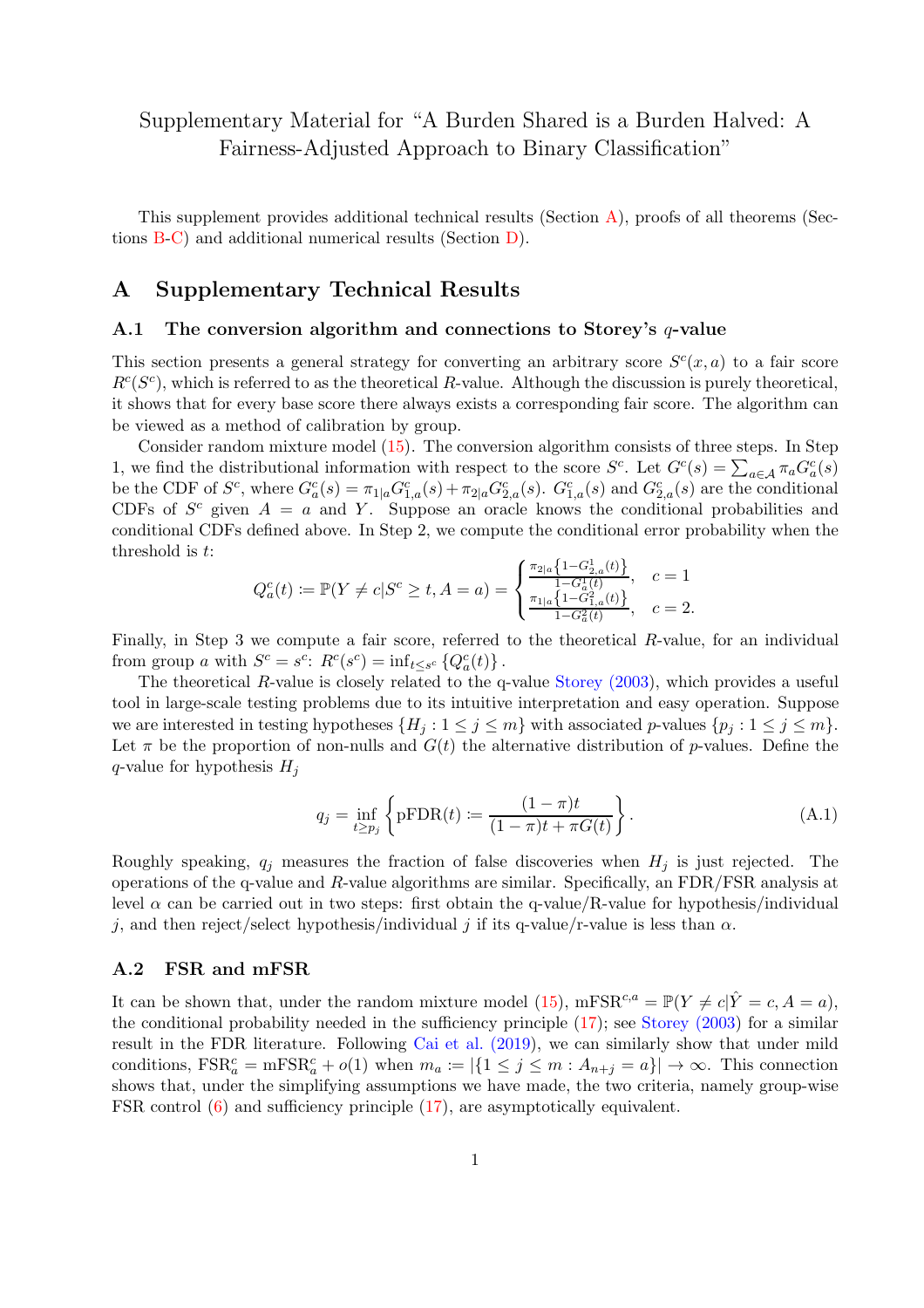# Supplementary Material for "A Burden Shared is a Burden Halved: A Fairness-Adjusted Approach to Binary Classification"

This supplement provides additional technical results (Section A), proofs of all theorems (Sections B-C) and additional numerical results (Section D).

## A Supplementary Technical Results

### A.1 The conversion algorithm and connections to Storey's $q$-value

This section presents a general strategy for converting an arbitrary score $S^c(x, a)$ to a fair score $R^c(S^c)$, which is referred to as the theoretical $R$-value. Although the discussion is purely theoretical, it shows that for every base score there always exists a corresponding fair score. The algorithm can be viewed as a method of calibration by group.

Consider random mixture model (15). The conversion algorithm consists of three steps. In Step 1, we find the distributional information with respect to the score $S^c$. Let $G^c(s) = \sum_{a \in \mathcal{A}} \pi_a G^c_a(s)$ be the CDF of $S^c$, where $G^c_a(s) = \pi_{1|a} G^c_{1,a}(s) + \pi_{2|a} G^c_{2,a}(s)$. $G^c_{1,a}(s)$ and $G^c_{2,a}(s)$ are the conditional CDFs of $S^c$ given $A = a$ and $Y$. Suppose an oracle knows the conditional probabilities and conditional CDFs defined above. In Step 2, we compute the conditional error probability when the threshold is $t$:

$$
Q^c_a(t) := \mathbb{P}(Y \neq c | S^c \geq t, A = a) = \begin{cases} \frac{\pi_{2|a}\left\{1 - G^1_{2,a}(t)\right\}}{1 - G^1_a(t)}, & c = 1 \\ \frac{\pi_{1|a}\left\{1 - G^2_{1,a}(t)\right\}}{1 - G^2_a(t)}, & c = 2. \end{cases}
$$

Finally, in Step 3 we compute a fair score, referred to the theoretical $R$-value, for an individual from group $a$ with $S^c = s^c$: $R^c(s^c) = \inf_{t \leq s^c} \{Q^c_a(t)\}$.

The theoretical $R$-value is closely related to the q-value Storey (2003), which provides a useful tool in large-scale testing problems due to its intuitive interpretation and easy operation. Suppose we are interested in testing hypotheses $\{H_j : 1 \leq j \leq m\}$ with associated $p$-values $\{p_j : 1 \leq j \leq m\}$. Let $\pi$ be the proportion of non-nulls and $G(t)$ the alternative distribution of $p$-values. Define the $q$-value for hypothesis $H_j$

$$
q_j = \inf_{t \geq p_j} \left\{ \text{pFDR}(t) := \frac{(1 - \pi)t}{(1 - \pi)t + \pi G(t)} \right\}. \tag{A.1}
$$

Roughly speaking, $q_j$ measures the fraction of false discoveries when $H_j$ is just rejected. The operations of the q-value and $R$-value algorithms are similar. Specifically, an FDR/FSR analysis at level $\alpha$ can be carried out in two steps: first obtain the q-value/R-value for hypothesis/individual $j$, and then reject/select hypothesis/individual $j$ if its q-value/r-value is less than $\alpha$.

### A.2 FSR and mFSR

It can be shown that, under the random mixture model (15), $\text{mFSR}^{c,a} = \mathbb{P}(Y \neq c | \hat{Y} = c, A = a)$, the conditional probability needed in the sufficiency principle (17); see Storey (2003) for a similar result in the FDR literature. Following Cai et al. (2019), we can similarly show that under mild conditions, $\text{FSR}^c_a = \text{mFSR}^c_a + o(1)$ when $m_a := |\{1 \leq j \leq m : A_{n+j} = a\}| \to \infty$. This connection shows that, under the simplifying assumptions we have made, the two criteria, namely group-wise FSR control (6) and sufficiency principle (17), are asymptotically equivalent.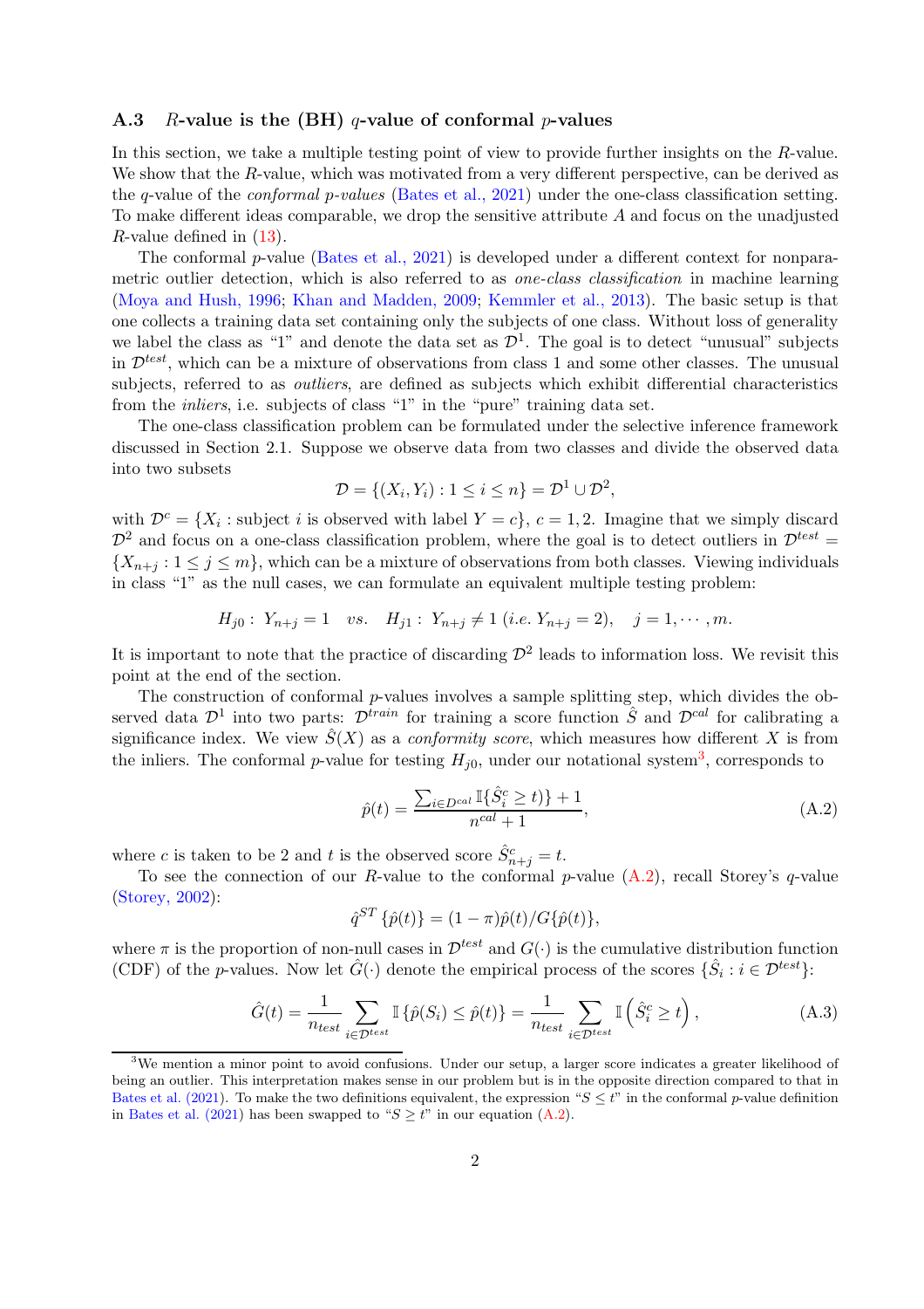### A.3 $R$-value is the (BH) $q$-value of conformal $p$-values

In this section, we take a multiple testing point of view to provide further insights on the $R$-value. We show that the $R$-value, which was motivated from a very different perspective, can be derived as the $q$-value of the *conformal p-values* (Bates et al., 2021) under the one-class classification setting. To make different ideas comparable, we drop the sensitive attribute $A$ and focus on the unadjusted $R$-value defined in (13).

The conformal $p$-value (Bates et al., 2021) is developed under a different context for nonparametric outlier detection, which is also referred to as *one-class classification* in machine learning (Moya and Hush, 1996; Khan and Madden, 2009; Kemmler et al., 2013). The basic setup is that one collects a training data set containing only the subjects of one class. Without loss of generality we label the class as "1" and denote the data set as $\mathcal{D}^1$. The goal is to detect "unusual" subjects in $\mathcal{D}^{test}$, which can be a mixture of observations from class 1 and some other classes. The unusual subjects, referred to as *outliers*, are defined as subjects which exhibit differential characteristics from the *inliers*, i.e. subjects of class "1" in the "pure" training data set.

The one-class classification problem can be formulated under the selective inference framework discussed in Section 2.1. Suppose we observe data from two classes and divide the observed data into two subsets

$$\mathcal{D} = \{(X_i, Y_i) : 1 \leq i \leq n\} = \mathcal{D}^1 \cup \mathcal{D}^2,$$

with $\mathcal{D}^c = \{X_i : \text{subject } i \text{ is observed with label } Y = c\}$, $c = 1, 2$. Imagine that we simply discard $\mathcal{D}^2$ and focus on a one-class classification problem, where the goal is to detect outliers in $\mathcal{D}^{test} = \{X_{n+j} : 1 \leq j \leq m\}$, which can be a mixture of observations from both classes. Viewing individuals in class "1" as the null cases, we can formulate an equivalent multiple testing problem:

$$H_{j0}: \ Y_{n+j} = 1 \quad vs. \quad H_{j1}: \ Y_{n+j} \neq 1 \ (i.e. \ Y_{n+j} = 2), \quad j = 1, \cdots, m.$$

It is important to note that the practice of discarding $\mathcal{D}^2$ leads to information loss. We revisit this point at the end of the section.

The construction of conformal $p$-values involves a sample splitting step, which divides the observed data $\mathcal{D}^1$ into two parts: $\mathcal{D}^{train}$ for training a score function $\hat{S}$ and $\mathcal{D}^{cal}$ for calibrating a significance index. We view $\hat{S}(X)$ as a *conformity score*, which measures how different $X$ is from the inliers. The conformal $p$-value for testing $H_{j0}$, under our notational system[3], corresponds to

$$\hat{p}(t) = \frac{\sum_{i \in D^{cal}} \mathbb{I}\{\hat{S}_i^c \geq t)\} + 1}{n^{cal} + 1}, \tag{A.2}$$

where $c$ is taken to be 2 and $t$ is the observed score $\hat{S}_{n+j}^c = t$.

To see the connection of our $R$-value to the conformal $p$-value (A.2), recall Storey's $q$-value (Storey, 2002):

$$\hat{q}^{ST}\{\hat{p}(t)\} = (1 - \pi)\hat{p}(t)/G\{\hat{p}(t)\},$$

where $\pi$ is the proportion of non-null cases in $\mathcal{D}^{test}$ and $G(\cdot)$ is the cumulative distribution function (CDF) of the $p$-values. Now let $\hat{G}(\cdot)$ denote the empirical process of the scores $\{\hat{S}_i : i \in \mathcal{D}^{test}\}$:

$$\hat{G}(t) = \frac{1}{n_{test}} \sum_{i \in \mathcal{D}^{test}} \mathbb{I}\{\hat{p}(S_i) \leq \hat{p}(t)\} = \frac{1}{n_{test}} \sum_{i \in \mathcal{D}^{test}} \mathbb{I}\left(\hat{S}_i^c \geq t\right), \tag{A.3}$$

[3] We mention a minor point to avoid confusions. Under our setup, a larger score indicates a greater likelihood of being an outlier. This interpretation makes sense in our problem but is in the opposite direction compared to that in Bates et al. (2021). To make the two definitions equivalent, the expression "$S \leq t$" in the conformal $p$-value definition in Bates et al. (2021) has been swapped to "$S \geq t$" in our equation (A.2).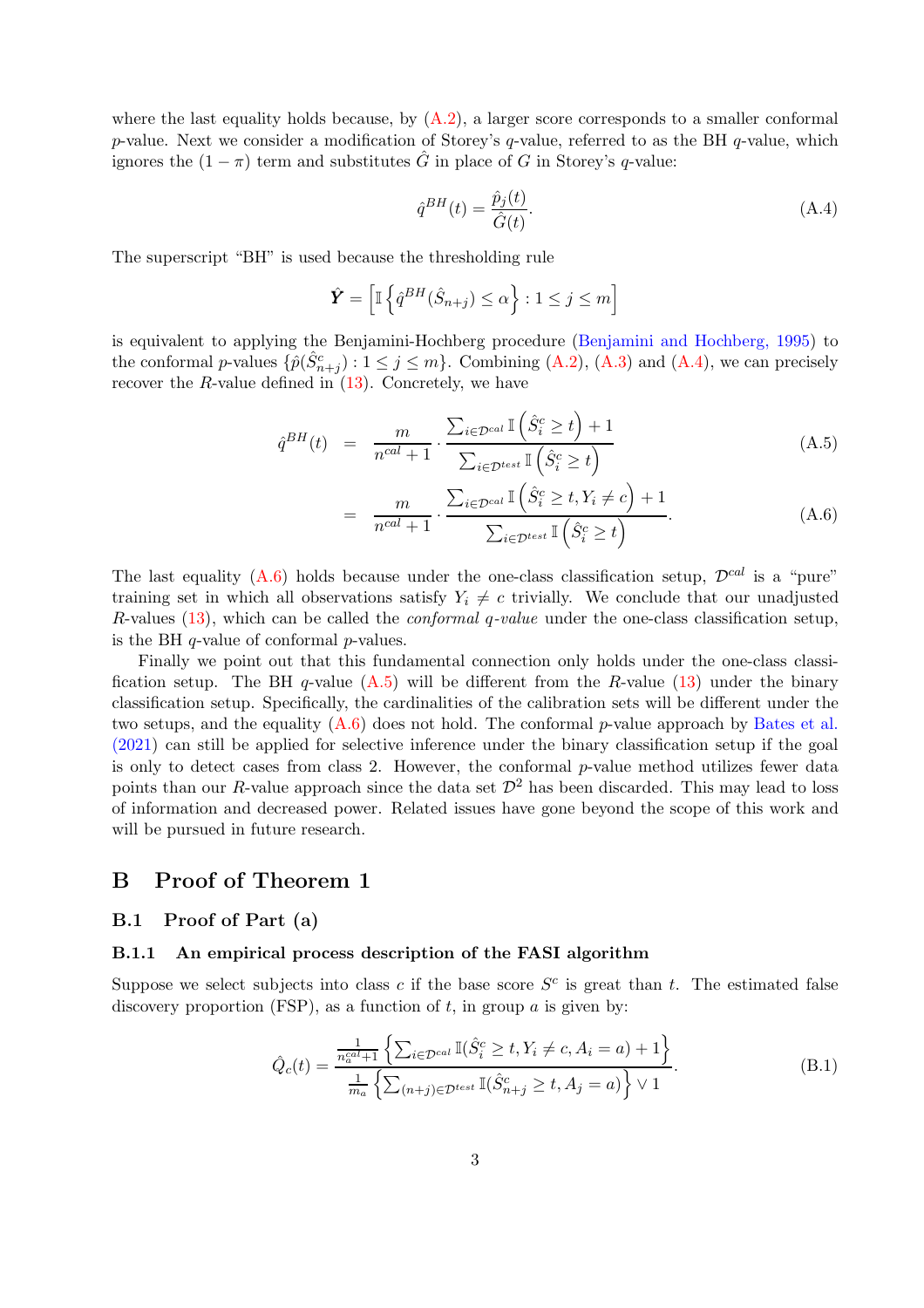where the last equality holds because, by (A.2), a larger score corresponds to a smaller conformal $p$-value. Next we consider a modification of Storey's $q$-value, referred to as the BH $q$-value, which ignores the $(1-\pi)$ term and substitutes $\hat{G}$ in place of $G$ in Storey's $q$-value:

$$\hat{q}^{BH}(t) = \frac{\hat{p}_j(t)}{\hat{G}(t)}. \tag{A.4}$$

The superscript "BH" is used because the thresholding rule

$$\hat{\boldsymbol{Y}} = \left[\mathbb{I}\left\{\hat{q}^{BH}(\hat{S}_{n+j}) \le \alpha\right\} : 1 \le j \le m\right]$$

is equivalent to applying the Benjamini-Hochberg procedure (Benjamini and Hochberg, 1995) to the conformal $p$-values $\{\hat{p}(\hat{S}^c_{n+j}) : 1 \le j \le m\}$. Combining (A.2), (A.3) and (A.4), we can precisely recover the $R$-value defined in (13). Concretely, we have

$$\hat{q}^{BH}(t) = \frac{m}{n^{cal}+1} \cdot \frac{\sum_{i\in\mathcal{D}^{cal}} \mathbb{I}\left(\hat{S}^c_i \ge t\right) + 1}{\sum_{i\in\mathcal{D}^{test}} \mathbb{I}\left(\hat{S}^c_i \ge t\right)} \tag{A.5}$$

$$= \frac{m}{n^{cal}+1} \cdot \frac{\sum_{i\in\mathcal{D}^{cal}} \mathbb{I}\left(\hat{S}^c_i \ge t, Y_i \ne c\right) + 1}{\sum_{i\in\mathcal{D}^{test}} \mathbb{I}\left(\hat{S}^c_i \ge t\right)}. \tag{A.6}$$

The last equality (A.6) holds because under the one-class classification setup, $\mathcal{D}^{cal}$ is a "pure" training set in which all observations satisfy $Y_i \ne c$ trivially. We conclude that our unadjusted $R$-values (13), which can be called the *conformal q-value* under the one-class classification setup, is the BH $q$-value of conformal $p$-values.

Finally we point out that this fundamental connection only holds under the one-class classification setup. The BH $q$-value (A.5) will be different from the $R$-value (13) under the binary classification setup. Specifically, the cardinalities of the calibration sets will be different under the two setups, and the equality (A.6) does not hold. The conformal $p$-value approach by Bates et al. (2021) can still be applied for selective inference under the binary classification setup if the goal is only to detect cases from class 2. However, the conformal $p$-value method utilizes fewer data points than our $R$-value approach since the data set $\mathcal{D}^2$ has been discarded. This may lead to loss of information and decreased power. Related issues have gone beyond the scope of this work and will be pursued in future research.

# B Proof of Theorem 1

## B.1 Proof of Part (a)

### B.1.1 An empirical process description of the FASI algorithm

Suppose we select subjects into class $c$ if the base score $S^c$ is great than $t$. The estimated false discovery proportion (FSP), as a function of $t$, in group $a$ is given by:

$$\hat{Q}_c(t) = \frac{\frac{1}{n^{cal}_a+1}\left\{\sum_{i\in\mathcal{D}^{cal}} \mathbb{I}(\hat{S}^c_i \ge t, Y_i \ne c, A_i = a) + 1\right\}}{\frac{1}{m_a}\left\{\sum_{(n+j)\in\mathcal{D}^{test}} \mathbb{I}(\hat{S}^c_{n+j} \ge t, A_j = a)\right\} \vee 1}. \tag{B.1}$$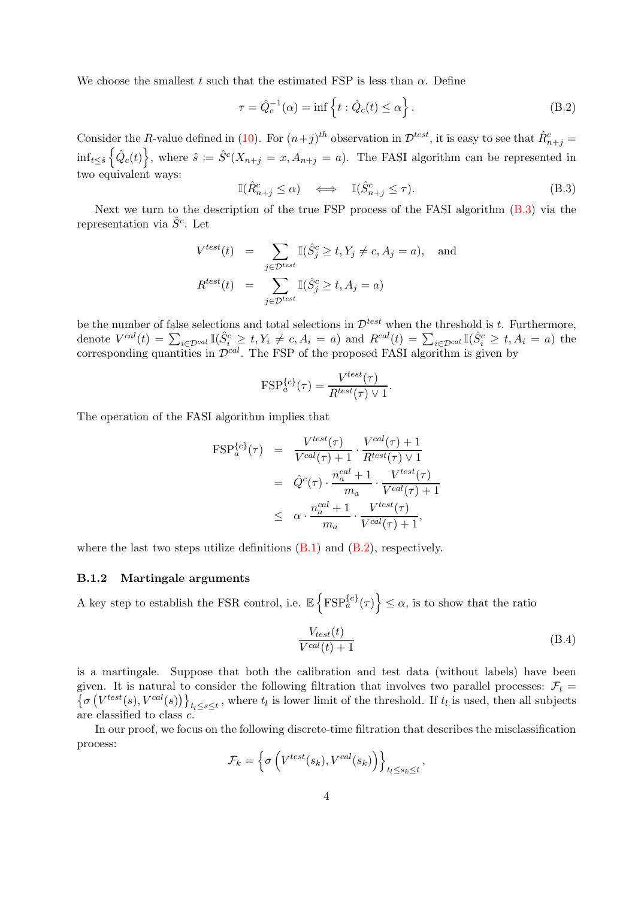We choose the smallest $t$ such that the estimated FSP is less than $\alpha$. Define

$$\tau = \hat{Q}_c^{-1}(\alpha) = \inf\left\{t : \hat{Q}_c(t) \leq \alpha\right\}. \tag{B.2}$$

Consider the $R$-value defined in (10). For $(n+j)^{th}$ observation in $\mathcal{D}^{test}$, it is easy to see that $\hat{R}^c_{n+j} = \inf_{t \leq \hat{s}}\left\{\hat{Q}_c(t)\right\}$, where $\hat{s} := \hat{S}^c(X_{n+j} = x, A_{n+j} = a)$. The FASI algorithm can be represented in two equivalent ways:

$$\mathbb{I}(\hat{R}^c_{n+j} \leq \alpha) \iff \mathbb{I}(\hat{S}^c_{n+j} \leq \tau). \tag{B.3}$$

Next we turn to the description of the true FSP process of the FASI algorithm (B.3) via the representation via $\hat{S}^c$. Let

$$\begin{aligned} V^{test}(t) &= \sum_{j \in \mathcal{D}^{test}} \mathbb{I}(\hat{S}^c_j \geq t, Y_j \neq c, A_j = a), \quad \text{and} \\ R^{test}(t) &= \sum_{j \in \mathcal{D}^{test}} \mathbb{I}(\hat{S}^c_j \geq t, A_j = a) \end{aligned}$$

be the number of false selections and total selections in $\mathcal{D}^{test}$ when the threshold is $t$. Furthermore, denote $V^{cal}(t) = \sum_{i \in \mathcal{D}^{cal}} \mathbb{I}(\hat{S}^c_i \geq t, Y_i \neq c, A_i = a)$ and $R^{cal}(t) = \sum_{i \in \mathcal{D}^{cal}} \mathbb{I}(\hat{S}^c_i \geq t, A_i = a)$ the corresponding quantities in $\mathcal{D}^{cal}$. The FSP of the proposed FASI algorithm is given by

$$\text{FSP}^{\{c\}}_a(\tau) = \frac{V^{test}(\tau)}{R^{test}(\tau) \vee 1}.$$

The operation of the FASI algorithm implies that

$$\begin{aligned} \text{FSP}^{\{c\}}_a(\tau) &= \frac{V^{test}(\tau)}{V^{cal}(\tau) + 1} \cdot \frac{V^{cal}(\tau) + 1}{R^{test}(\tau) \vee 1} \\ &= \hat{Q}^c(\tau) \cdot \frac{n^{cal}_a + 1}{m_a} \cdot \frac{V^{test}(\tau)}{V^{cal}(\tau) + 1} \\ &\leq \alpha \cdot \frac{n^{cal}_a + 1}{m_a} \cdot \frac{V^{test}(\tau)}{V^{cal}(\tau) + 1}, \end{aligned}$$

where the last two steps utilize definitions (B.1) and (B.2), respectively.

### B.1.2 Martingale arguments

A key step to establish the FSR control, i.e. $\mathbb{E}\left\{\text{FSP}^{\{c\}}_a(\tau)\right\} \leq \alpha$, is to show that the ratio

$$\frac{V_{test}(t)}{V^{cal}(t) + 1} \tag{B.4}$$

is a martingale. Suppose that both the calibration and test data (without labels) have been given. It is natural to consider the following filtration that involves two parallel processes: $\mathcal{F}_t = \left\{\sigma\left(V^{test}(s), V^{cal}(s)\right)\right\}_{t_l \leq s \leq t}$, where $t_l$ is lower limit of the threshold. If $t_l$ is used, then all subjects are classified to class $c$.

In our proof, we focus on the following discrete-time filtration that describes the misclassification process:

$$\mathcal{F}_k = \left\{\sigma\left(V^{test}(s_k), V^{cal}(s_k)\right)\right\}_{t_l \leq s_k \leq t},$$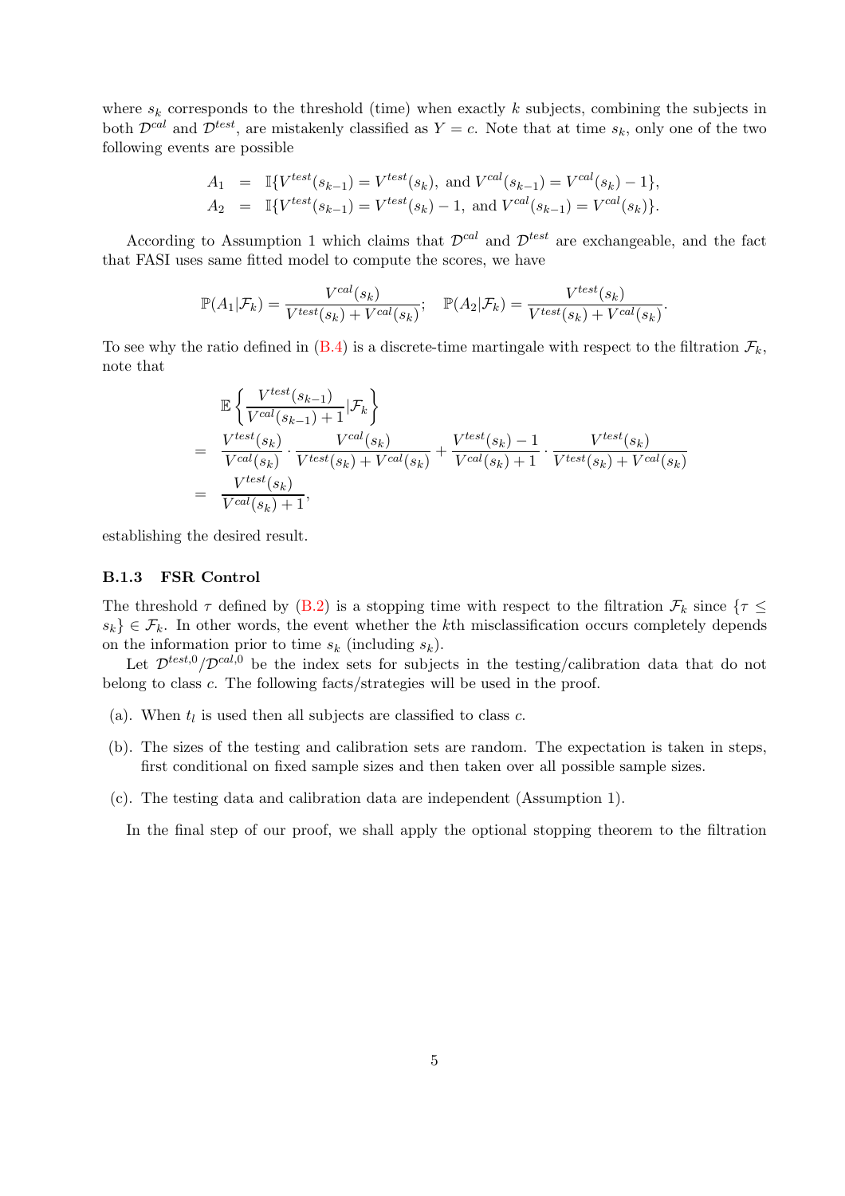where $s_k$ corresponds to the threshold (time) when exactly $k$ subjects, combining the subjects in both $\mathcal{D}^{cal}$ and $\mathcal{D}^{test}$, are mistakenly classified as $Y = c$. Note that at time $s_k$, only one of the two following events are possible

$$
\begin{aligned}
A_1 &= \mathbb{I}\{V^{test}(s_{k-1}) = V^{test}(s_k), \text{ and } V^{cal}(s_{k-1}) = V^{cal}(s_k) - 1\}, \\
A_2 &= \mathbb{I}\{V^{test}(s_{k-1}) = V^{test}(s_k) - 1, \text{ and } V^{cal}(s_{k-1}) = V^{cal}(s_k)\}.
\end{aligned}
$$

According to Assumption 1 which claims that $\mathcal{D}^{cal}$ and $\mathcal{D}^{test}$ are exchangeable, and the fact that FASI uses same fitted model to compute the scores, we have

$$
\mathbb{P}(A_1|\mathcal{F}_k) = \frac{V^{cal}(s_k)}{V^{test}(s_k) + V^{cal}(s_k)}; \quad \mathbb{P}(A_2|\mathcal{F}_k) = \frac{V^{test}(s_k)}{V^{test}(s_k) + V^{cal}(s_k)}.
$$

To see why the ratio defined in (B.4) is a discrete-time martingale with respect to the filtration $\mathcal{F}_k$, note that

$$
\begin{aligned}
& \mathbb{E}\left\{ \frac{V^{test}(s_{k-1})}{V^{cal}(s_{k-1}) + 1} | \mathcal{F}_k \right\} \\
= \; & \frac{V^{test}(s_k)}{V^{cal}(s_k)} \cdot \frac{V^{cal}(s_k)}{V^{test}(s_k) + V^{cal}(s_k)} + \frac{V^{test}(s_k) - 1}{V^{cal}(s_k) + 1} \cdot \frac{V^{test}(s_k)}{V^{test}(s_k) + V^{cal}(s_k)} \\
= \; & \frac{V^{test}(s_k)}{V^{cal}(s_k) + 1},
\end{aligned}
$$

establishing the desired result.

### B.1.3 FSR Control

The threshold $\tau$ defined by (B.2) is a stopping time with respect to the filtration $\mathcal{F}_k$ since $\{\tau \leq s_k\} \in \mathcal{F}_k$. In other words, the event whether the $k$th misclassification occurs completely depends on the information prior to time $s_k$ (including $s_k$).

Let $\mathcal{D}^{test,0}/\mathcal{D}^{cal,0}$ be the index sets for subjects in the testing/calibration data that do not belong to class $c$. The following facts/strategies will be used in the proof.

(a). When $t_l$ is used then all subjects are classified to class $c$.

(b). The sizes of the testing and calibration sets are random. The expectation is taken in steps, first conditional on fixed sample sizes and then taken over all possible sample sizes.

(c). The testing data and calibration data are independent (Assumption 1).

In the final step of our proof, we shall apply the optional stopping theorem to the filtration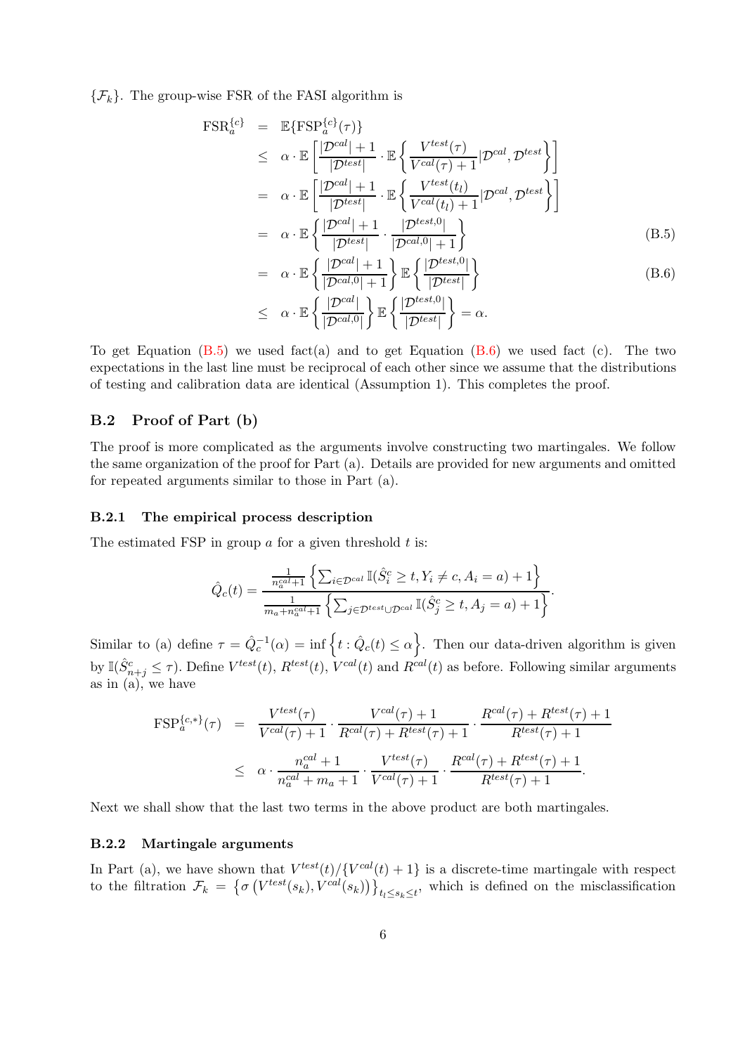$\{\mathcal{F}_k\}$. The group-wise FSR of the FASI algorithm is

$$
\begin{aligned}
\text{FSR}_a^{\{c\}} &= \mathbb{E}\{\text{FSP}_a^{\{c\}}(\tau)\} \\
&\leq \alpha \cdot \mathbb{E}\left[\frac{|\mathcal{D}^{cal}|+1}{|\mathcal{D}^{test}|} \cdot \mathbb{E}\left\{\frac{V^{test}(\tau)}{V^{cal}(\tau)+1}|\mathcal{D}^{cal}, \mathcal{D}^{test}\right\}\right] \\
&= \alpha \cdot \mathbb{E}\left[\frac{|\mathcal{D}^{cal}|+1}{|\mathcal{D}^{test}|} \cdot \mathbb{E}\left\{\frac{V^{test}(t_l)}{V^{cal}(t_l)+1}|\mathcal{D}^{cal}, \mathcal{D}^{test}\right\}\right] \\
&= \alpha \cdot \mathbb{E}\left\{\frac{|\mathcal{D}^{cal}|+1}{|\mathcal{D}^{test}|} \cdot \frac{|\mathcal{D}^{test,0}|}{|\mathcal{D}^{cal,0}|+1}\right\} \qquad \text{(B.5)} \\
&= \alpha \cdot \mathbb{E}\left\{\frac{|\mathcal{D}^{cal}|+1}{|\mathcal{D}^{cal,0}|+1}\right\} \mathbb{E}\left\{\frac{|\mathcal{D}^{test,0}|}{|\mathcal{D}^{test}|}\right\} \qquad \text{(B.6)} \\
&\leq \alpha \cdot \mathbb{E}\left\{\frac{|\mathcal{D}^{cal}|}{|\mathcal{D}^{cal,0}|}\right\} \mathbb{E}\left\{\frac{|\mathcal{D}^{test,0}|}{|\mathcal{D}^{test}|}\right\} = \alpha.
\end{aligned}
$$

To get Equation (B.5) we used fact(a) and to get Equation (B.6) we used fact (c). The two expectations in the last line must be reciprocal of each other since we assume that the distributions of testing and calibration data are identical (Assumption 1). This completes the proof.

## B.2 Proof of Part (b)

The proof is more complicated as the arguments involve constructing two martingales. We follow the same organization of the proof for Part (a). Details are provided for new arguments and omitted for repeated arguments similar to those in Part (a).

### B.2.1 The empirical process description

The estimated FSP in group $a$ for a given threshold $t$ is:

$$
\hat{Q}_c(t) = \frac{\frac{1}{n_a^{cal}+1}\left\{\sum_{i\in\mathcal{D}^{cal}} \mathbb{I}(\hat{S}_i^c \geq t, Y_i \neq c, A_i = a) + 1\right\}}{\frac{1}{m_a+n_a^{cal}+1}\left\{\sum_{j\in\mathcal{D}^{test}\cup\mathcal{D}^{cal}} \mathbb{I}(\hat{S}_j^c \geq t, A_j = a) + 1\right\}}.
$$

Similar to (a) define $\tau = \hat{Q}_c^{-1}(\alpha) = \inf\left\{t : \hat{Q}_c(t) \leq \alpha\right\}$. Then our data-driven algorithm is given by $\mathbb{I}(\hat{S}_{n+j}^c \leq \tau)$. Define $V^{test}(t)$, $R^{test}(t)$, $V^{cal}(t)$ and $R^{cal}(t)$ as before. Following similar arguments as in (a), we have

$$
\begin{aligned}
\text{FSP}_a^{\{c,*\}}(\tau) &= \frac{V^{test}(\tau)}{V^{cal}(\tau)+1} \cdot \frac{V^{cal}(\tau)+1}{R^{cal}(\tau)+R^{test}(\tau)+1} \cdot \frac{R^{cal}(\tau)+R^{test}(\tau)+1}{R^{test}(\tau)+1} \\
&\leq \alpha \cdot \frac{n_a^{cal}+1}{n_a^{cal}+m_a+1} \cdot \frac{V^{test}(\tau)}{V^{cal}(\tau)+1} \cdot \frac{R^{cal}(\tau)+R^{test}(\tau)+1}{R^{test}(\tau)+1}.
\end{aligned}
$$

Next we shall show that the last two terms in the above product are both martingales.

### B.2.2 Martingale arguments

In Part (a), we have shown that $V^{test}(t)/\{V^{cal}(t)+1\}$ is a discrete-time martingale with respect to the filtration $\mathcal{F}_k = \left\{\sigma\left(V^{test}(s_k), V^{cal}(s_k)\right)\right\}_{t_l \leq s_k \leq t}$, which is defined on the misclassification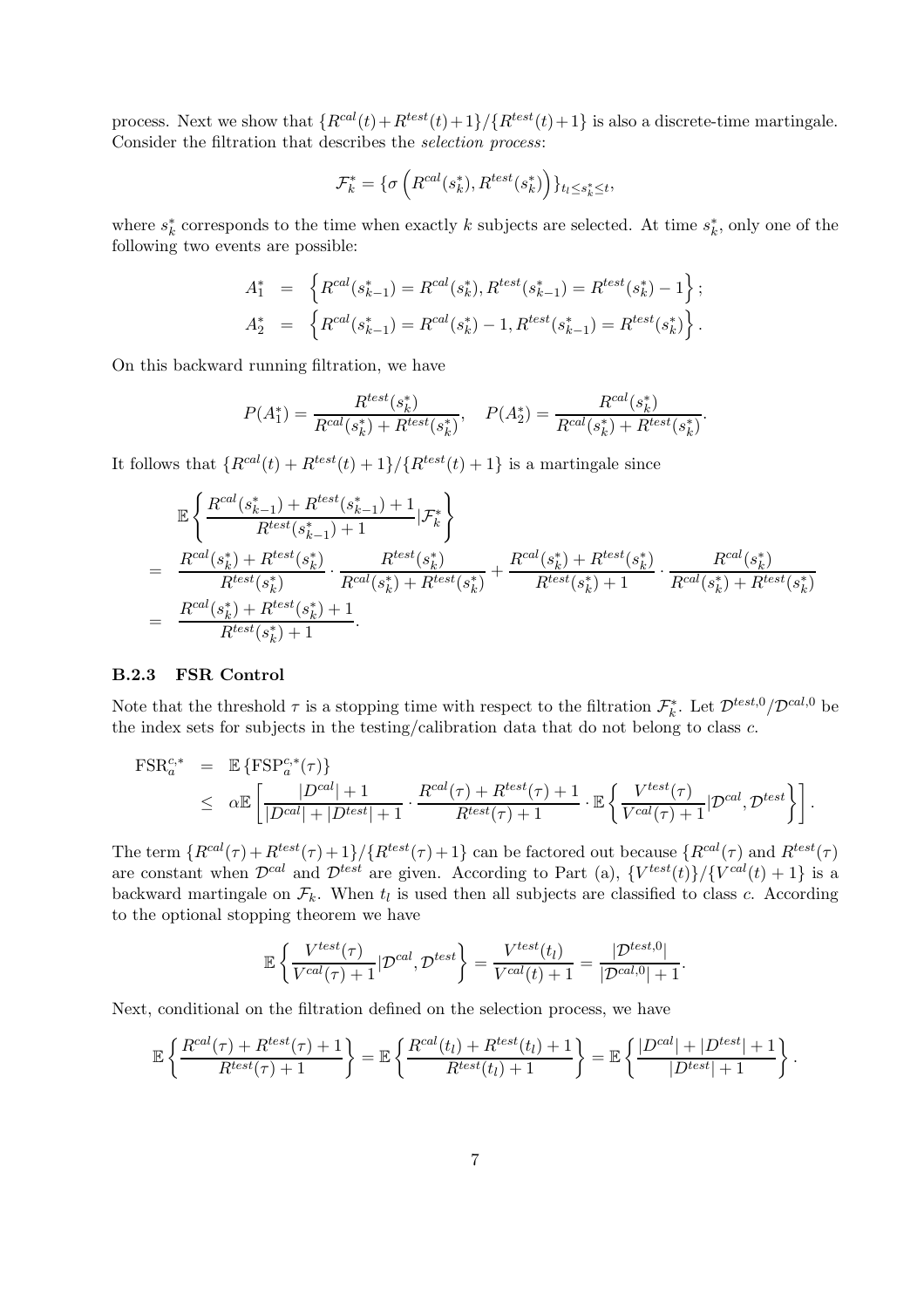process. Next we show that $\{R^{cal}(t)+R^{test}(t)+1\}/\{R^{test}(t)+1\}$ is also a discrete-time martingale. Consider the filtration that describes the *selection process*:

$$
\mathcal{F}_k^* = \{\sigma\left(R^{cal}(s_k^*), R^{test}(s_k^*)\right)\}_{t_l \le s_k^* \le t},
$$

where $s_k^*$ corresponds to the time when exactly $k$ subjects are selected. At time $s_k^*$, only one of the following two events are possible:

$$
\begin{aligned}
A_1^* &= \left\{R^{cal}(s_{k-1}^*) = R^{cal}(s_k^*), R^{test}(s_{k-1}^*) = R^{test}(s_k^*) - 1\right\}; \\
A_2^* &= \left\{R^{cal}(s_{k-1}^*) = R^{cal}(s_k^*) - 1, R^{test}(s_{k-1}^*) = R^{test}(s_k^*)\right\}.
\end{aligned}
$$

On this backward running filtration, we have

$$
P(A_1^*) = \frac{R^{test}(s_k^*)}{R^{cal}(s_k^*) + R^{test}(s_k^*)}, \quad P(A_2^*) = \frac{R^{cal}(s_k^*)}{R^{cal}(s_k^*) + R^{test}(s_k^*)}.
$$

It follows that $\{R^{cal}(t) + R^{test}(t) + 1\}/\{R^{test}(t) + 1\}$ is a martingale since

$$
\begin{aligned}
&\mathbb{E}\left\{\frac{R^{cal}(s_{k-1}^*) + R^{test}(s_{k-1}^*) + 1}{R^{test}(s_{k-1}^*) + 1} | \mathcal{F}_k^*\right\} \\
=\ & \frac{R^{cal}(s_k^*) + R^{test}(s_k^*)}{R^{test}(s_k^*)} \cdot \frac{R^{test}(s_k^*)}{R^{cal}(s_k^*) + R^{test}(s_k^*)} + \frac{R^{cal}(s_k^*) + R^{test}(s_k^*)}{R^{test}(s_k^*) + 1} \cdot \frac{R^{cal}(s_k^*)}{R^{cal}(s_k^*) + R^{test}(s_k^*)} \\
=\ & \frac{R^{cal}(s_k^*) + R^{test}(s_k^*) + 1}{R^{test}(s_k^*) + 1}.
\end{aligned}
$$

### B.2.3 FSR Control

Note that the threshold $\tau$ is a stopping time with respect to the filtration $\mathcal{F}_k^*$. Let $\mathcal{D}^{test,0}/\mathcal{D}^{cal,0}$ be the index sets for subjects in the testing/calibration data that do not belong to class $c$.

$$
\begin{aligned}
\text{FSR}_a^{c,*} &= \mathbb{E}\left\{\text{FSP}_a^{c,*}(\tau)\right\} \\
&\le \alpha \mathbb{E}\left[\frac{|D^{cal}| + 1}{|D^{cal}| + |D^{test}| + 1} \cdot \frac{R^{cal}(\tau) + R^{test}(\tau) + 1}{R^{test}(\tau) + 1} \cdot \mathbb{E}\left\{\frac{V^{test}(\tau)}{V^{cal}(\tau) + 1} | \mathcal{D}^{cal}, \mathcal{D}^{test}\right\}\right].
\end{aligned}
$$

The term $\{R^{cal}(\tau)+R^{test}(\tau)+1\}/\{R^{test}(\tau)+1\}$ can be factored out because $\{R^{cal}(\tau)$ and $R^{test}(\tau)$ are constant when $\mathcal{D}^{cal}$ and $\mathcal{D}^{test}$ are given. According to Part (a), $\{V^{test}(t)\}/\{V^{cal}(t) + 1\}$ is a backward martingale on $\mathcal{F}_k$. When $t_l$ is used then all subjects are classified to class $c$. According to the optional stopping theorem we have

$$
\mathbb{E}\left\{\frac{V^{test}(\tau)}{V^{cal}(\tau) + 1} | \mathcal{D}^{cal}, \mathcal{D}^{test}\right\} = \frac{V^{test}(t_l)}{V^{cal}(t) + 1} = \frac{|\mathcal{D}^{test,0}|}{|\mathcal{D}^{cal,0}| + 1}.
$$

Next, conditional on the filtration defined on the selection process, we have

$$
\mathbb{E}\left\{\frac{R^{cal}(\tau) + R^{test}(\tau) + 1}{R^{test}(\tau) + 1}\right\} = \mathbb{E}\left\{\frac{R^{cal}(t_l) + R^{test}(t_l) + 1}{R^{test}(t_l) + 1}\right\} = \mathbb{E}\left\{\frac{|D^{cal}| + |D^{test}| + 1}{|D^{test}| + 1}\right\}.
$$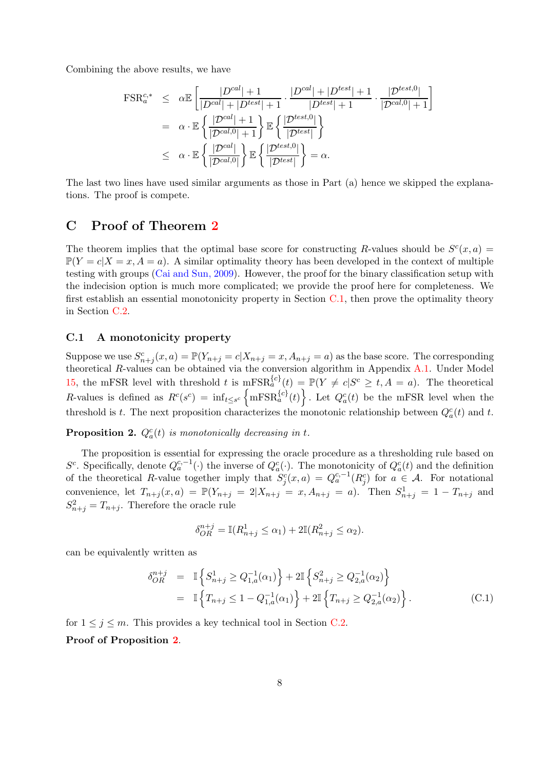Combining the above results, we have

$$
\begin{aligned}
\text{FSR}_a^{c,*} &\leq \alpha \mathbb{E}\left[\frac{|D^{cal}|+1}{|D^{cal}|+|D^{test}|+1} \cdot \frac{|D^{cal}|+|D^{test}|+1}{|D^{test}|+1} \cdot \frac{|\mathcal{D}^{test,0}|}{|\mathcal{D}^{cal,0}|+1}\right] \\
&= \alpha \cdot \mathbb{E}\left\{\frac{|\mathcal{D}^{cal}|+1}{|\mathcal{D}^{cal,0}|+1}\right\} \mathbb{E}\left\{\frac{|\mathcal{D}^{test,0}|}{|\mathcal{D}^{test}|}\right\} \\
&\leq \alpha \cdot \mathbb{E}\left\{\frac{|\mathcal{D}^{cal}|}{|\mathcal{D}^{cal,0}|}\right\} \mathbb{E}\left\{\frac{|\mathcal{D}^{test,0}|}{|\mathcal{D}^{test}|}\right\} = \alpha.
\end{aligned}
$$

The last two lines have used similar arguments as those in Part (a) hence we skipped the explanations. The proof is compete.

# C Proof of Theorem 2

The theorem implies that the optimal base score for constructing $R$-values should be $S^c(x,a) = \mathbb{P}(Y = c|X = x, A = a)$. A similar optimality theory has been developed in the context of multiple testing with groups (Cai and Sun, 2009). However, the proof for the binary classification setup with the indecision option is much more complicated; we provide the proof here for completeness. We first establish an essential monotonicity property in Section C.1, then prove the optimality theory in Section C.2.

## C.1 A monotonicity property

Suppose we use $S^c_{n+j}(x,a) = \mathbb{P}(Y_{n+j} = c|X_{n+j} = x, A_{n+j} = a)$ as the base score. The corresponding theoretical $R$-values can be obtained via the conversion algorithm in Appendix A.1. Under Model 15, the mFSR level with threshold $t$ is $\text{mFSR}^{\{c\}}_a(t) = \mathbb{P}(Y \neq c|S^c \geq t, A = a)$. The theoretical $R$-values is defined as $R^c(s^c) = \inf_{t \leq s^c}\left\{\text{mFSR}^{\{c\}}_a(t)\right\}$. Let $Q^c_a(t)$ be the mFSR level when the threshold is $t$. The next proposition characterizes the monotonic relationship between $Q^c_a(t)$ and $t$.

**Proposition 2.** *$Q^c_a(t)$ is monotonically decreasing in $t$.*

The proposition is essential for expressing the oracle procedure as a thresholding rule based on $S^c$. Specifically, denote $Q^{c,-1}_a(\cdot)$ the inverse of $Q^c_a(\cdot)$. The monotonicity of $Q^c_a(t)$ and the definition of the theoretical $R$-value together imply that $S^c_j(x,a) = Q^{c,-1}_a(R^c_j)$ for $a \in \mathcal{A}$. For notational convenience, let $T_{n+j}(x,a) = \mathbb{P}(Y_{n+j} = 2|X_{n+j} = x, A_{n+j} = a)$. Then $S^1_{n+j} = 1 - T_{n+j}$ and $S^2_{n+j} = T_{n+j}$. Therefore the oracle rule

$$
\delta^{n+j}_{OR} = \mathbb{I}(R^1_{n+j} \leq \alpha_1) + 2\mathbb{I}(R^2_{n+j} \leq \alpha_2).
$$

can be equivalently written as

$$
\begin{aligned}
\delta^{n+j}_{OR} &= \mathbb{I}\left\{S^1_{n+j} \geq Q^{-1}_{1,a}(\alpha_1)\right\} + 2\mathbb{I}\left\{S^2_{n+j} \geq Q^{-1}_{2,a}(\alpha_2)\right\} \\
&= \mathbb{I}\left\{T_{n+j} \leq 1 - Q^{-1}_{1,a}(\alpha_1)\right\} + 2\mathbb{I}\left\{T_{n+j} \geq Q^{-1}_{2,a}(\alpha_2)\right\}.
\end{aligned} \tag{C.1}
$$

for $1 \leq j \leq m$. This provides a key technical tool in Section C.2.

**Proof of Proposition 2.**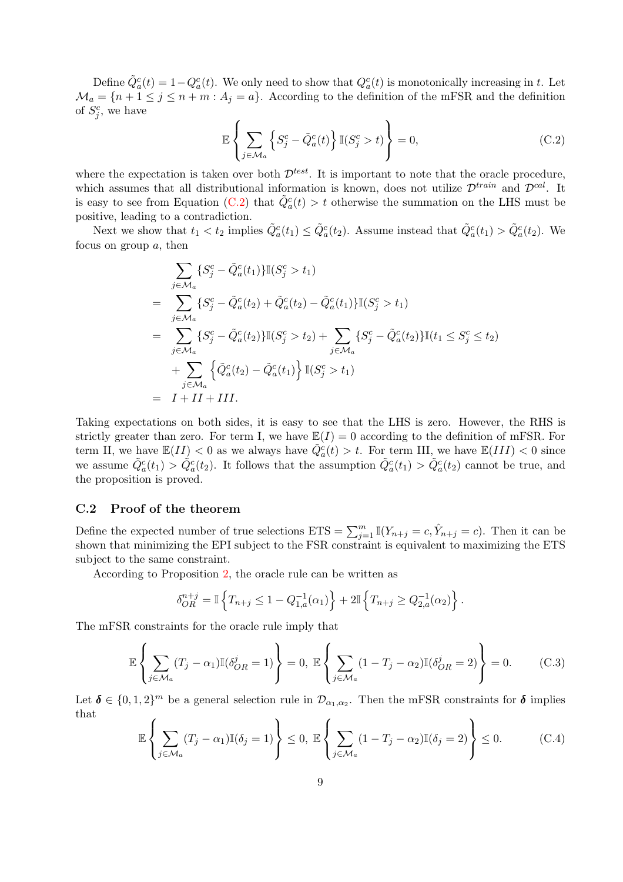Define $\tilde{Q}_a^c(t) = 1 - Q_a^c(t)$. We only need to show that $Q_a^c(t)$ is monotonically increasing in $t$. Let $\mathcal{M}_a = \{n+1 \le j \le n+m : A_j = a\}$. According to the definition of the mFSR and the definition of $S_j^c$, we have

$$\mathbb{E}\left\{ \sum_{j \in \mathcal{M}_a} \left\{ S_j^c - \tilde{Q}_a^c(t) \right\} \mathbb{I}(S_j^c > t) \right\} = 0, \tag{C.2}$$

where the expectation is taken over both $\mathcal{D}^{test}$. It is important to note that the oracle procedure, which assumes that all distributional information is known, does not utilize $\mathcal{D}^{train}$ and $\mathcal{D}^{cal}$. It is easy to see from Equation (C.2) that $\tilde{Q}_a^c(t) > t$ otherwise the summation on the LHS must be positive, leading to a contradiction.

Next we show that $t_1 < t_2$ implies $\tilde{Q}_a^c(t_1) \le \tilde{Q}_a^c(t_2)$. Assume instead that $\tilde{Q}_a^c(t_1) > \tilde{Q}_a^c(t_2)$. We focus on group $a$, then

$$\begin{aligned}
& \sum_{j \in \mathcal{M}_a} \{S_j^c - \tilde{Q}_a^c(t_1)\} \mathbb{I}(S_j^c > t_1) \\
= & \sum_{j \in \mathcal{M}_a} \{S_j^c - \tilde{Q}_a^c(t_2) + \tilde{Q}_a^c(t_2) - \tilde{Q}_a^c(t_1)\} \mathbb{I}(S_j^c > t_1) \\
= & \sum_{j \in \mathcal{M}_a} \{S_j^c - \tilde{Q}_a^c(t_2)\} \mathbb{I}(S_j^c > t_2) + \sum_{j \in \mathcal{M}_a} \{S_j^c - \tilde{Q}_a^c(t_2)\} \mathbb{I}(t_1 \le S_j^c \le t_2) \\
& + \sum_{j \in \mathcal{M}_a} \left\{ \tilde{Q}_a^c(t_2) - \tilde{Q}_a^c(t_1) \right\} \mathbb{I}(S_j^c > t_1) \\
= & \; I + II + III.
\end{aligned}$$

Taking expectations on both sides, it is easy to see that the LHS is zero. However, the RHS is strictly greater than zero. For term I, we have $\mathbb{E}(I) = 0$ according to the definition of mFSR. For term II, we have $\mathbb{E}(II) < 0$ as we always have $\tilde{Q}_a^c(t) > t$. For term III, we have $\mathbb{E}(III) < 0$ since we assume $\tilde{Q}_a^c(t_1) > \tilde{Q}_a^c(t_2)$. It follows that the assumption $\tilde{Q}_a^c(t_1) > \tilde{Q}_a^c(t_2)$ cannot be true, and the proposition is proved.

## C.2 Proof of the theorem

Define the expected number of true selections $\text{ETS} = \sum_{j=1}^m \mathbb{I}(Y_{n+j} = c, \hat{Y}_{n+j} = c)$. Then it can be shown that minimizing the EPI subject to the FSR constraint is equivalent to maximizing the ETS subject to the same constraint.

According to Proposition 2, the oracle rule can be written as

$$\delta_{OR}^{n+j} = \mathbb{I}\left\{ T_{n+j} \le 1 - Q_{1,a}^{-1}(\alpha_1) \right\} + 2\mathbb{I}\left\{ T_{n+j} \ge Q_{2,a}^{-1}(\alpha_2) \right\}.$$

The mFSR constraints for the oracle rule imply that

$$\mathbb{E}\left\{ \sum_{j \in \mathcal{M}_a} (T_j - \alpha_1) \mathbb{I}(\delta_{OR}^j = 1) \right\} = 0, \; \mathbb{E}\left\{ \sum_{j \in \mathcal{M}_a} (1 - T_j - \alpha_2) \mathbb{I}(\delta_{OR}^j = 2) \right\} = 0. \tag{C.3}$$

Let $\boldsymbol{\delta} \in \{0, 1, 2\}^m$ be a general selection rule in $\mathcal{D}_{\alpha_1, \alpha_2}$. Then the mFSR constraints for $\boldsymbol{\delta}$ implies that

$$\mathbb{E}\left\{ \sum_{j \in \mathcal{M}_a} (T_j - \alpha_1) \mathbb{I}(\delta_j = 1) \right\} \le 0, \; \mathbb{E}\left\{ \sum_{j \in \mathcal{M}_a} (1 - T_j - \alpha_2) \mathbb{I}(\delta_j = 2) \right\} \le 0. \tag{C.4}$$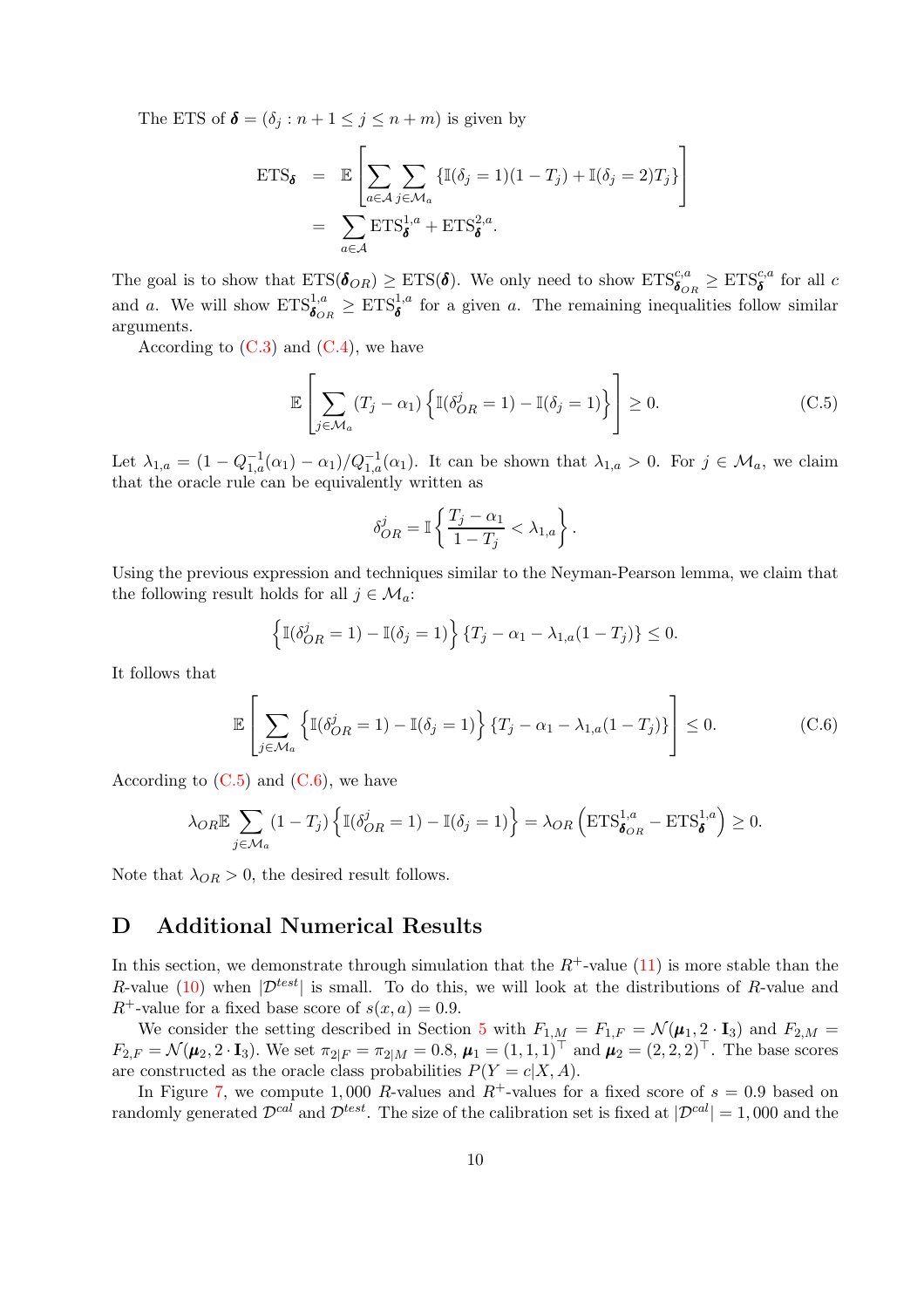The ETS of $\boldsymbol{\delta} = (\delta_j : n+1 \le j \le n+m)$ is given by

$$
\begin{aligned}
\text{ETS}_{\boldsymbol{\delta}} &= \mathbb{E}\left[\sum_{a\in\mathcal{A}}\sum_{j\in\mathcal{M}_a}\{\mathbb{I}(\delta_j=1)(1-T_j)+\mathbb{I}(\delta_j=2)T_j\}\right] \\
&= \sum_{a\in\mathcal{A}} \text{ETS}_{\boldsymbol{\delta}}^{1,a} + \text{ETS}_{\boldsymbol{\delta}}^{2,a}.
\end{aligned}
$$

The goal is to show that $\text{ETS}(\boldsymbol{\delta}_{OR}) \ge \text{ETS}(\boldsymbol{\delta})$. We only need to show $\text{ETS}_{\boldsymbol{\delta}_{OR}}^{c,a} \ge \text{ETS}_{\boldsymbol{\delta}}^{c,a}$ for all $c$ and $a$. We will show $\text{ETS}_{\boldsymbol{\delta}_{OR}}^{1,a} \ge \text{ETS}_{\boldsymbol{\delta}}^{1,a}$ for a given $a$. The remaining inequalities follow similar arguments.

According to (C.3) and (C.4), we have

$$
\mathbb{E}\left[\sum_{j\in\mathcal{M}_a}(T_j-\alpha_1)\left\{\mathbb{I}(\delta_{OR}^j=1)-\mathbb{I}(\delta_j=1)\right\}\right] \ge 0. \tag{C.5}
$$

Let $\lambda_{1,a} = (1-Q_{1,a}^{-1}(\alpha_1)-\alpha_1)/Q_{1,a}^{-1}(\alpha_1)$. It can be shown that $\lambda_{1,a} > 0$. For $j \in \mathcal{M}_a$, we claim that the oracle rule can be equivalently written as

$$
\delta_{OR}^j = \mathbb{I}\left\{\frac{T_j-\alpha_1}{1-T_j} < \lambda_{1,a}\right\}.
$$

Using the previous expression and techniques similar to the Neyman-Pearson lemma, we claim that the following result holds for all $j \in \mathcal{M}_a$:

$$
\left\{\mathbb{I}(\delta_{OR}^j=1)-\mathbb{I}(\delta_j=1)\right\}\{T_j-\alpha_1-\lambda_{1,a}(1-T_j)\} \le 0.
$$

It follows that

$$
\mathbb{E}\left[\sum_{j\in\mathcal{M}_a}\left\{\mathbb{I}(\delta_{OR}^j=1)-\mathbb{I}(\delta_j=1)\right\}\{T_j-\alpha_1-\lambda_{1,a}(1-T_j)\}\right] \le 0. \tag{C.6}
$$

According to (C.5) and (C.6), we have

$$
\lambda_{OR}\mathbb{E}\sum_{j\in\mathcal{M}_a}(1-T_j)\left\{\mathbb{I}(\delta_{OR}^j=1)-\mathbb{I}(\delta_j=1)\right\} = \lambda_{OR}\left(\text{ETS}_{\boldsymbol{\delta}_{OR}}^{1,a}-\text{ETS}_{\boldsymbol{\delta}}^{1,a}\right) \ge 0.
$$

Note that $\lambda_{OR} > 0$, the desired result follows.

# D Additional Numerical Results

In this section, we demonstrate through simulation that the $R^+$-value (11) is more stable than the $R$-value (10) when $|\mathcal{D}^{test}|$ is small. To do this, we will look at the distributions of $R$-value and $R^+$-value for a fixed base score of $s(x,a) = 0.9$.

We consider the setting described in Section 5 with $F_{1,M} = F_{1,F} = \mathcal{N}(\boldsymbol{\mu}_1, 2\cdot\mathbf{I}_3)$ and $F_{2,M} = F_{2,F} = \mathcal{N}(\boldsymbol{\mu}_2, 2\cdot\mathbf{I}_3)$. We set $\pi_{2|F} = \pi_{2|M} = 0.8$, $\boldsymbol{\mu}_1 = (1,1,1)^\top$ and $\boldsymbol{\mu}_2 = (2,2,2)^\top$. The base scores are constructed as the oracle class probabilities $P(Y=c|X,A)$.

In Figure 7, we compute 1,000 $R$-values and $R^+$-values for a fixed score of $s = 0.9$ based on randomly generated $\mathcal{D}^{cal}$ and $\mathcal{D}^{test}$. The size of the calibration set is fixed at $|\mathcal{D}^{cal}| = 1{,}000$ and the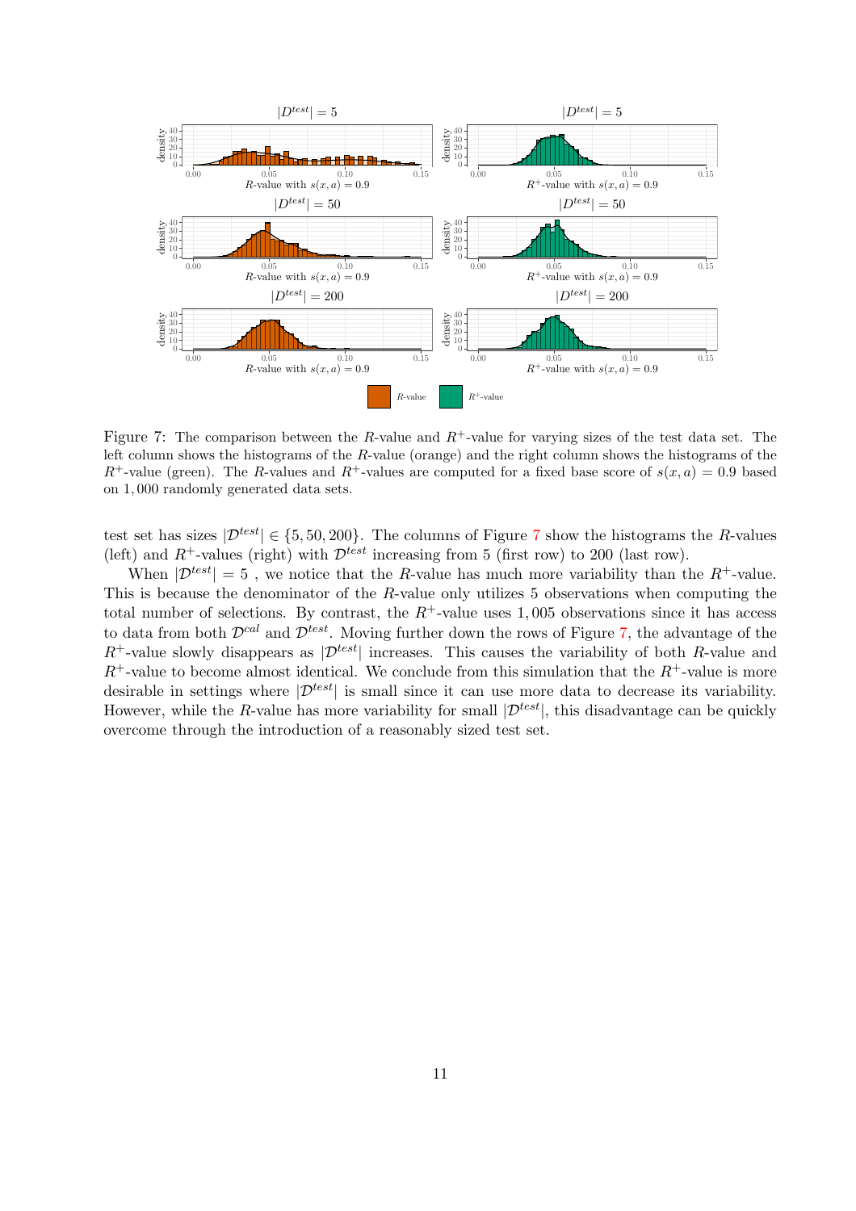$|D^{test}| = 5$

density
40
30
20
10
0

0.00 0.05 0.10 0.15

$R$-value with $s(x, a) = 0.9$

$|D^{test}| = 5$

density
40
30
20
10
0

0.00 0.05 0.10 0.15

$R^+$-value with $s(x, a) = 0.9$

$|D^{test}| = 50$

density
40
30
20
10
0

0.00 0.05 0.10 0.15

$R$-value with $s(x, a) = 0.9$

$|D^{test}| = 50$

density
40
30
20
10
0

0.00 0.05 0.10 0.15

$R^+$-value with $s(x, a) = 0.9$

$|D^{test}| = 200$

density
40
30
20
10
0

0.00 0.05 0.10 0.15

$R$-value with $s(x, a) = 0.9$

$|D^{test}| = 200$

density
40
30
20
10
0

0.00 0.05 0.10 0.15

$R^+$-value with $s(x, a) = 0.9$

$R$-value $R^+$-value

Figure 7: The comparison between the $R$-value and $R^+$-value for varying sizes of the test data set. The left column shows the histograms of the $R$-value (orange) and the right column shows the histograms of the $R^+$-value (green). The $R$-values and $R^+$-values are computed for a fixed base score of $s(x, a) = 0.9$ based on 1,000 randomly generated data sets.

test set has sizes $|\mathcal{D}^{test}| \in \{5, 50, 200\}$. The columns of Figure 7 show the histograms the $R$-values (left) and $R^+$-values (right) with $\mathcal{D}^{test}$ increasing from 5 (first row) to 200 (last row).

When $|\mathcal{D}^{test}| = 5$ , we notice that the $R$-value has much more variability than the $R^+$-value. This is because the denominator of the $R$-value only utilizes 5 observations when computing the total number of selections. By contrast, the $R^+$-value uses 1,005 observations since it has access to data from both $\mathcal{D}^{cal}$ and $\mathcal{D}^{test}$. Moving further down the rows of Figure 7, the advantage of the $R^+$-value slowly disappears as $|\mathcal{D}^{test}|$ increases. This causes the variability of both $R$-value and $R^+$-value to become almost identical. We conclude from this simulation that the $R^+$-value is more desirable in settings where $|\mathcal{D}^{test}|$ is small since it can use more data to decrease its variability. However, while the $R$-value has more variability for small $|\mathcal{D}^{test}|$, this disadvantage can be quickly overcome through the introduction of a reasonably sized test set.